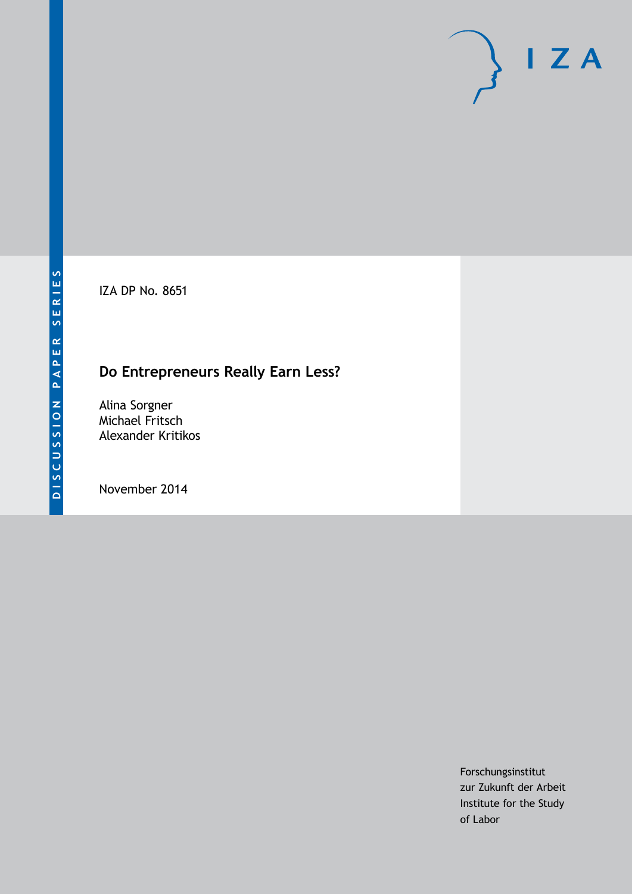DISCUSSION PAPER SERIES

IZA

IZA DP No. 8651

# Do Entrepreneurs Really Earn Less?

Alina Sorgner
Michael Fritsch
Alexander Kritikos

November 2014

Forschungsinstitut
zur Zukunft der Arbeit
Institute for the Study
of Labor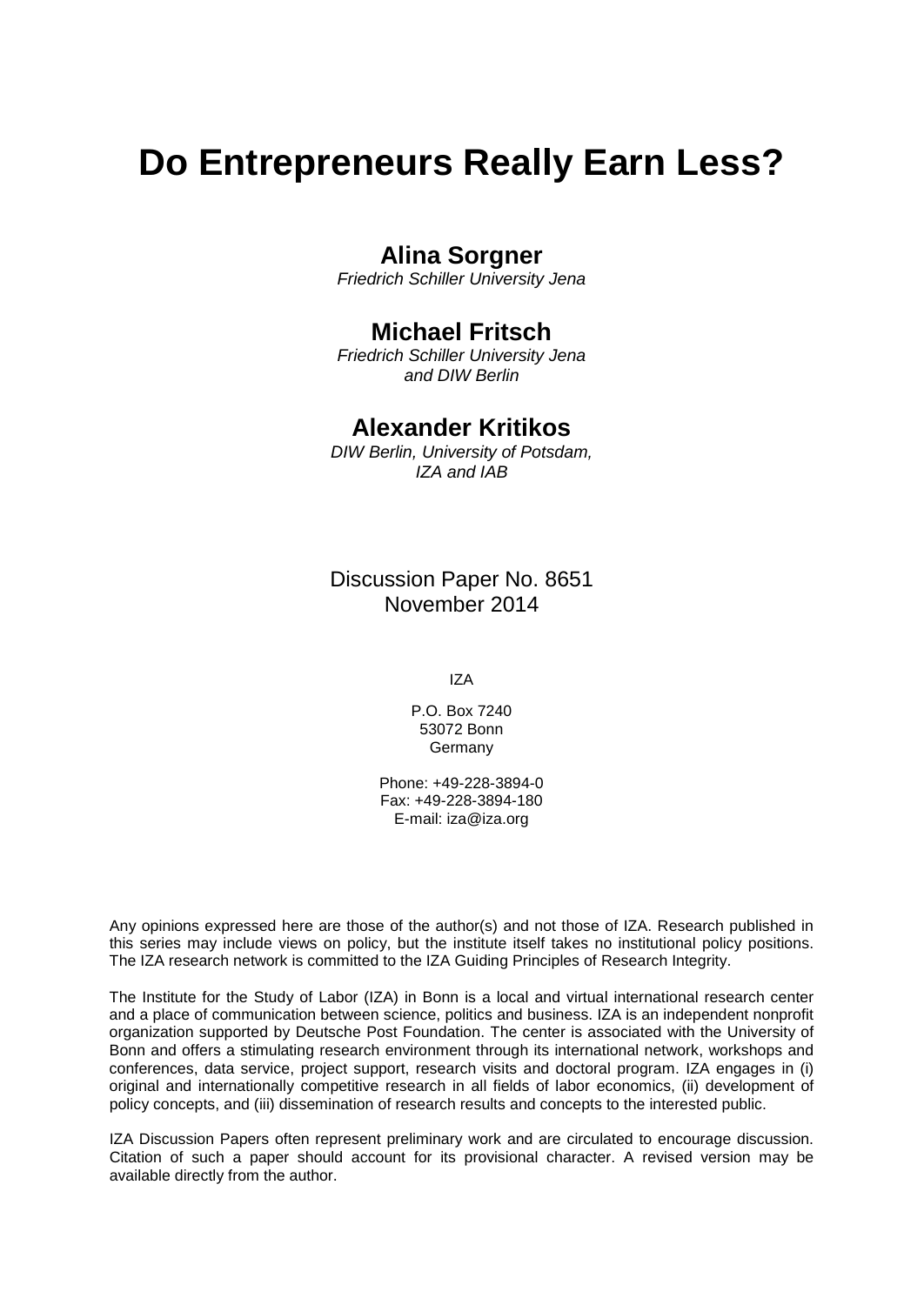# Do Entrepreneurs Really Earn Less?

## Alina Sorgner

*Friedrich Schiller University Jena*

## Michael Fritsch

*Friedrich Schiller University Jena and DIW Berlin*

## Alexander Kritikos

*DIW Berlin, University of Potsdam, IZA and IAB*

Discussion Paper No. 8651
November 2014

IZA

P.O. Box 7240
53072 Bonn
Germany

Phone: +49-228-3894-0
Fax: +49-228-3894-180
E-mail: iza@iza.org

Any opinions expressed here are those of the author(s) and not those of IZA. Research published in this series may include views on policy, but the institute itself takes no institutional policy positions. The IZA research network is committed to the IZA Guiding Principles of Research Integrity.

The Institute for the Study of Labor (IZA) in Bonn is a local and virtual international research center and a place of communication between science, politics and business. IZA is an independent nonprofit organization supported by Deutsche Post Foundation. The center is associated with the University of Bonn and offers a stimulating research environment through its international network, workshops and conferences, data service, project support, research visits and doctoral program. IZA engages in (i) original and internationally competitive research in all fields of labor economics, (ii) development of policy concepts, and (iii) dissemination of research results and concepts to the interested public.

IZA Discussion Papers often represent preliminary work and are circulated to encourage discussion. Citation of such a paper should account for its provisional character. A revised version may be available directly from the author.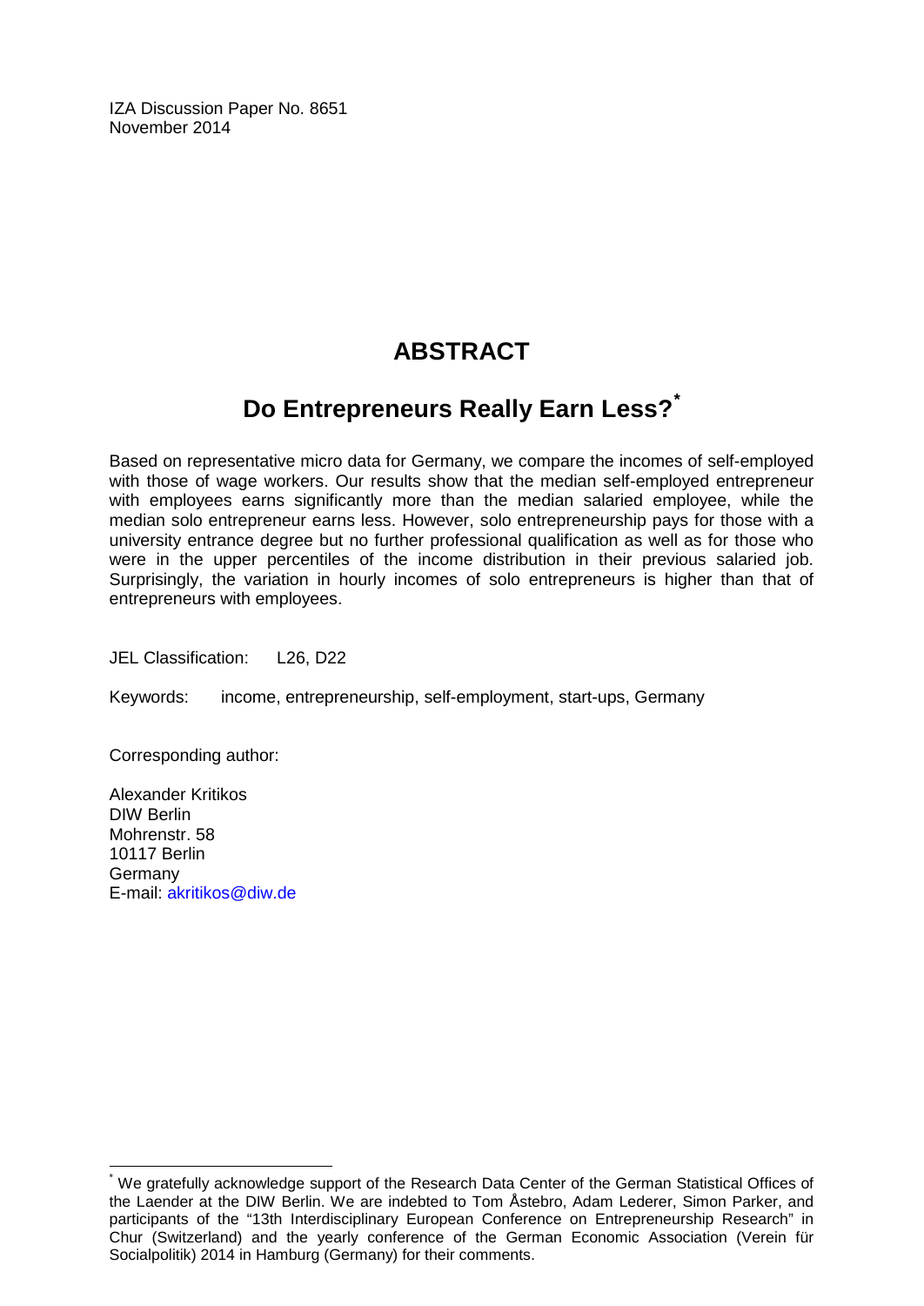IZA Discussion Paper No. 8651
November 2014

# ABSTRACT

## Do Entrepreneurs Really Earn Less?*

Based on representative micro data for Germany, we compare the incomes of self-employed with those of wage workers. Our results show that the median self-employed entrepreneur with employees earns significantly more than the median salaried employee, while the median solo entrepreneur earns less. However, solo entrepreneurship pays for those with a university entrance degree but no further professional qualification as well as for those who were in the upper percentiles of the income distribution in their previous salaried job. Surprisingly, the variation in hourly incomes of solo entrepreneurs is higher than that of entrepreneurs with employees.

JEL Classification: L26, D22

Keywords: income, entrepreneurship, self-employment, start-ups, Germany

Corresponding author:

Alexander Kritikos
DIW Berlin
Mohrenstr. 58
10117 Berlin
Germany
E-mail: akritikos@diw.de

---

* We gratefully acknowledge support of the Research Data Center of the German Statistical Offices of the Laender at the DIW Berlin. We are indebted to Tom Åstebro, Adam Lederer, Simon Parker, and participants of the "13th Interdisciplinary European Conference on Entrepreneurship Research" in Chur (Switzerland) and the yearly conference of the German Economic Association (Verein für Socialpolitik) 2014 in Hamburg (Germany) for their comments.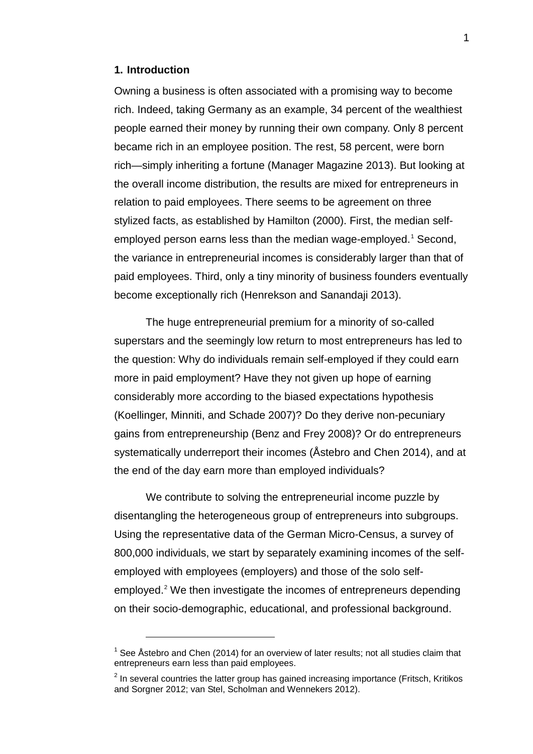## 1. Introduction

Owning a business is often associated with a promising way to become rich. Indeed, taking Germany as an example, 34 percent of the wealthiest people earned their money by running their own company. Only 8 percent became rich in an employee position. The rest, 58 percent, were born rich—simply inheriting a fortune (Manager Magazine 2013). But looking at the overall income distribution, the results are mixed for entrepreneurs in relation to paid employees. There seems to be agreement on three stylized facts, as established by Hamilton (2000). First, the median self-employed person earns less than the median wage-employed.[1] Second, the variance in entrepreneurial incomes is considerably larger than that of paid employees. Third, only a tiny minority of business founders eventually become exceptionally rich (Henrekson and Sanandaji 2013).

The huge entrepreneurial premium for a minority of so-called superstars and the seemingly low return to most entrepreneurs has led to the question: Why do individuals remain self-employed if they could earn more in paid employment? Have they not given up hope of earning considerably more according to the biased expectations hypothesis (Koellinger, Minniti, and Schade 2007)? Do they derive non-pecuniary gains from entrepreneurship (Benz and Frey 2008)? Or do entrepreneurs systematically underreport their incomes (Åstebro and Chen 2014), and at the end of the day earn more than employed individuals?

We contribute to solving the entrepreneurial income puzzle by disentangling the heterogeneous group of entrepreneurs into subgroups. Using the representative data of the German Micro-Census, a survey of 800,000 individuals, we start by separately examining incomes of the self-employed with employees (employers) and those of the solo self-employed.[2] We then investigate the incomes of entrepreneurs depending on their socio-demographic, educational, and professional background.

[1] See Åstebro and Chen (2014) for an overview of later results; not all studies claim that entrepreneurs earn less than paid employees.

[2] In several countries the latter group has gained increasing importance (Fritsch, Kritikos and Sorgner 2012; van Stel, Scholman and Wennekers 2012).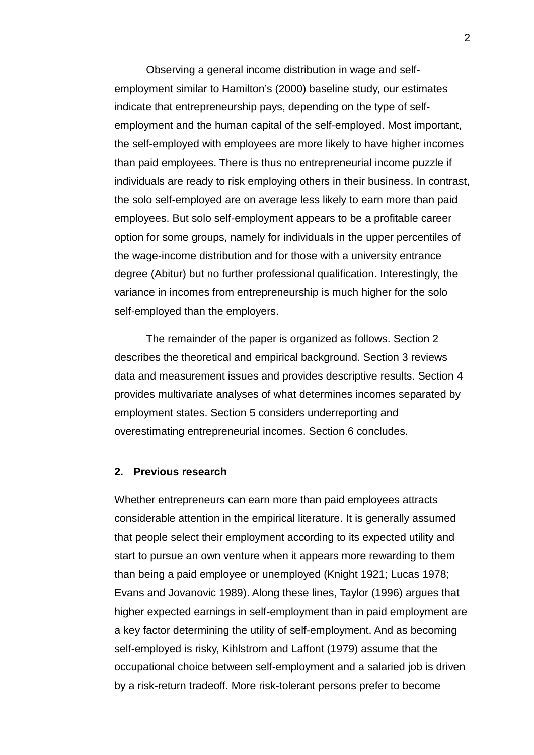Observing a general income distribution in wage and self-employment similar to Hamilton's (2000) baseline study, our estimates indicate that entrepreneurship pays, depending on the type of self-employment and the human capital of the self-employed. Most important, the self-employed with employees are more likely to have higher incomes than paid employees. There is thus no entrepreneurial income puzzle if individuals are ready to risk employing others in their business. In contrast, the solo self-employed are on average less likely to earn more than paid employees. But solo self-employment appears to be a profitable career option for some groups, namely for individuals in the upper percentiles of the wage-income distribution and for those with a university entrance degree (Abitur) but no further professional qualification. Interestingly, the variance in incomes from entrepreneurship is much higher for the solo self-employed than the employers.

The remainder of the paper is organized as follows. Section 2 describes the theoretical and empirical background. Section 3 reviews data and measurement issues and provides descriptive results. Section 4 provides multivariate analyses of what determines incomes separated by employment states. Section 5 considers underreporting and overestimating entrepreneurial incomes. Section 6 concludes.

## 2. Previous research

Whether entrepreneurs can earn more than paid employees attracts considerable attention in the empirical literature. It is generally assumed that people select their employment according to its expected utility and start to pursue an own venture when it appears more rewarding to them than being a paid employee or unemployed (Knight 1921; Lucas 1978; Evans and Jovanovic 1989). Along these lines, Taylor (1996) argues that higher expected earnings in self-employment than in paid employment are a key factor determining the utility of self-employment. And as becoming self-employed is risky, Kihlstrom and Laffont (1979) assume that the occupational choice between self-employment and a salaried job is driven by a risk-return tradeoff. More risk-tolerant persons prefer to become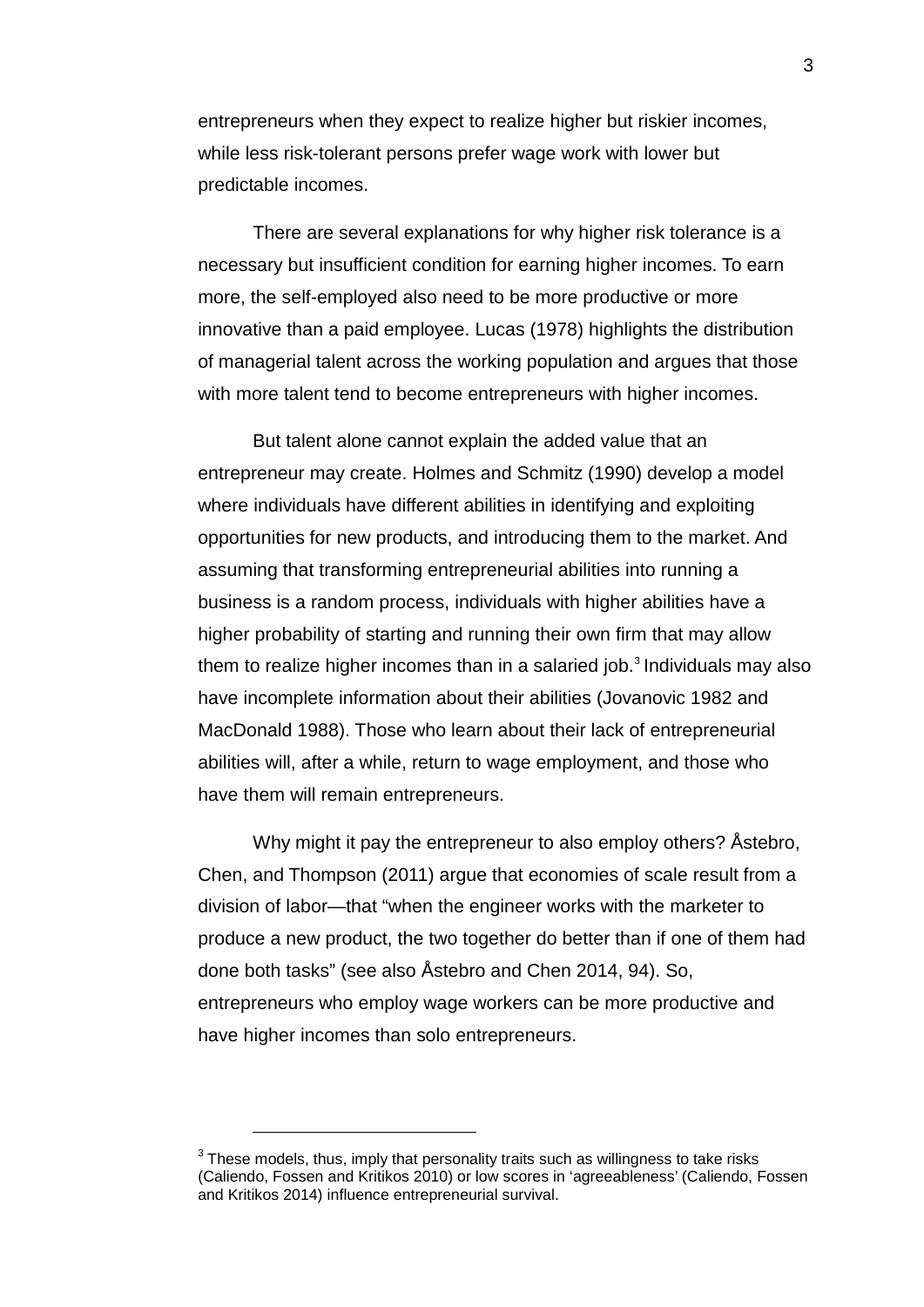entrepreneurs when they expect to realize higher but riskier incomes, while less risk-tolerant persons prefer wage work with lower but predictable incomes.

There are several explanations for why higher risk tolerance is a necessary but insufficient condition for earning higher incomes. To earn more, the self-employed also need to be more productive or more innovative than a paid employee. Lucas (1978) highlights the distribution of managerial talent across the working population and argues that those with more talent tend to become entrepreneurs with higher incomes.

But talent alone cannot explain the added value that an entrepreneur may create. Holmes and Schmitz (1990) develop a model where individuals have different abilities in identifying and exploiting opportunities for new products, and introducing them to the market. And assuming that transforming entrepreneurial abilities into running a business is a random process, individuals with higher abilities have a higher probability of starting and running their own firm that may allow them to realize higher incomes than in a salaried job.[3] Individuals may also have incomplete information about their abilities (Jovanovic 1982 and MacDonald 1988). Those who learn about their lack of entrepreneurial abilities will, after a while, return to wage employment, and those who have them will remain entrepreneurs.

Why might it pay the entrepreneur to also employ others? Åstebro, Chen, and Thompson (2011) argue that economies of scale result from a division of labor—that "when the engineer works with the marketer to produce a new product, the two together do better than if one of them had done both tasks" (see also Åstebro and Chen 2014, 94). So, entrepreneurs who employ wage workers can be more productive and have higher incomes than solo entrepreneurs.

---

[3] These models, thus, imply that personality traits such as willingness to take risks (Caliendo, Fossen and Kritikos 2010) or low scores in 'agreeableness' (Caliendo, Fossen and Kritikos 2014) influence entrepreneurial survival.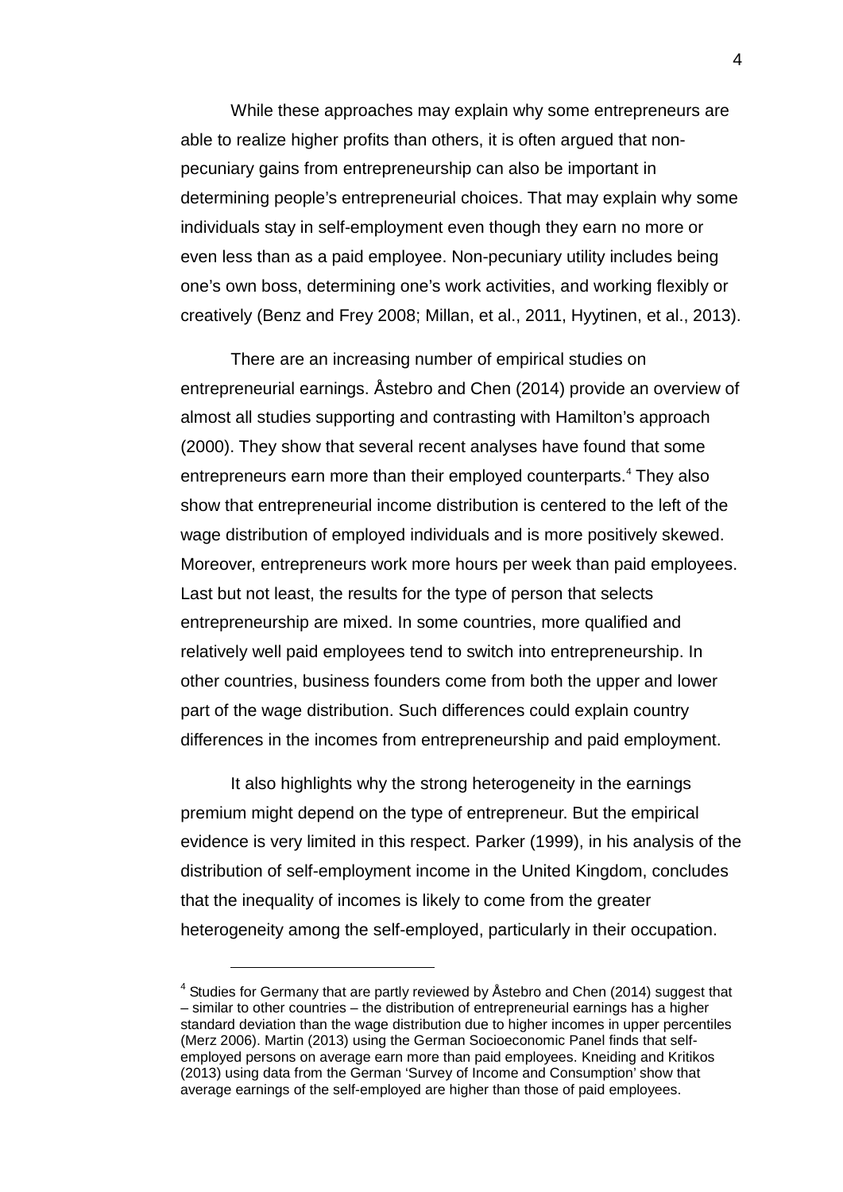While these approaches may explain why some entrepreneurs are able to realize higher profits than others, it is often argued that non-pecuniary gains from entrepreneurship can also be important in determining people's entrepreneurial choices. That may explain why some individuals stay in self-employment even though they earn no more or even less than as a paid employee. Non-pecuniary utility includes being one's own boss, determining one's work activities, and working flexibly or creatively (Benz and Frey 2008; Millan, et al., 2011, Hyytinen, et al., 2013).

There are an increasing number of empirical studies on entrepreneurial earnings. Åstebro and Chen (2014) provide an overview of almost all studies supporting and contrasting with Hamilton's approach (2000). They show that several recent analyses have found that some entrepreneurs earn more than their employed counterparts.[4] They also show that entrepreneurial income distribution is centered to the left of the wage distribution of employed individuals and is more positively skewed. Moreover, entrepreneurs work more hours per week than paid employees. Last but not least, the results for the type of person that selects entrepreneurship are mixed. In some countries, more qualified and relatively well paid employees tend to switch into entrepreneurship. In other countries, business founders come from both the upper and lower part of the wage distribution. Such differences could explain country differences in the incomes from entrepreneurship and paid employment.

It also highlights why the strong heterogeneity in the earnings premium might depend on the type of entrepreneur. But the empirical evidence is very limited in this respect. Parker (1999), in his analysis of the distribution of self-employment income in the United Kingdom, concludes that the inequality of incomes is likely to come from the greater heterogeneity among the self-employed, particularly in their occupation.

---

[4] Studies for Germany that are partly reviewed by Åstebro and Chen (2014) suggest that – similar to other countries – the distribution of entrepreneurial earnings has a higher standard deviation than the wage distribution due to higher incomes in upper percentiles (Merz 2006). Martin (2013) using the German Socioeconomic Panel finds that self-employed persons on average earn more than paid employees. Kneiding and Kritikos (2013) using data from the German 'Survey of Income and Consumption' show that average earnings of the self-employed are higher than those of paid employees.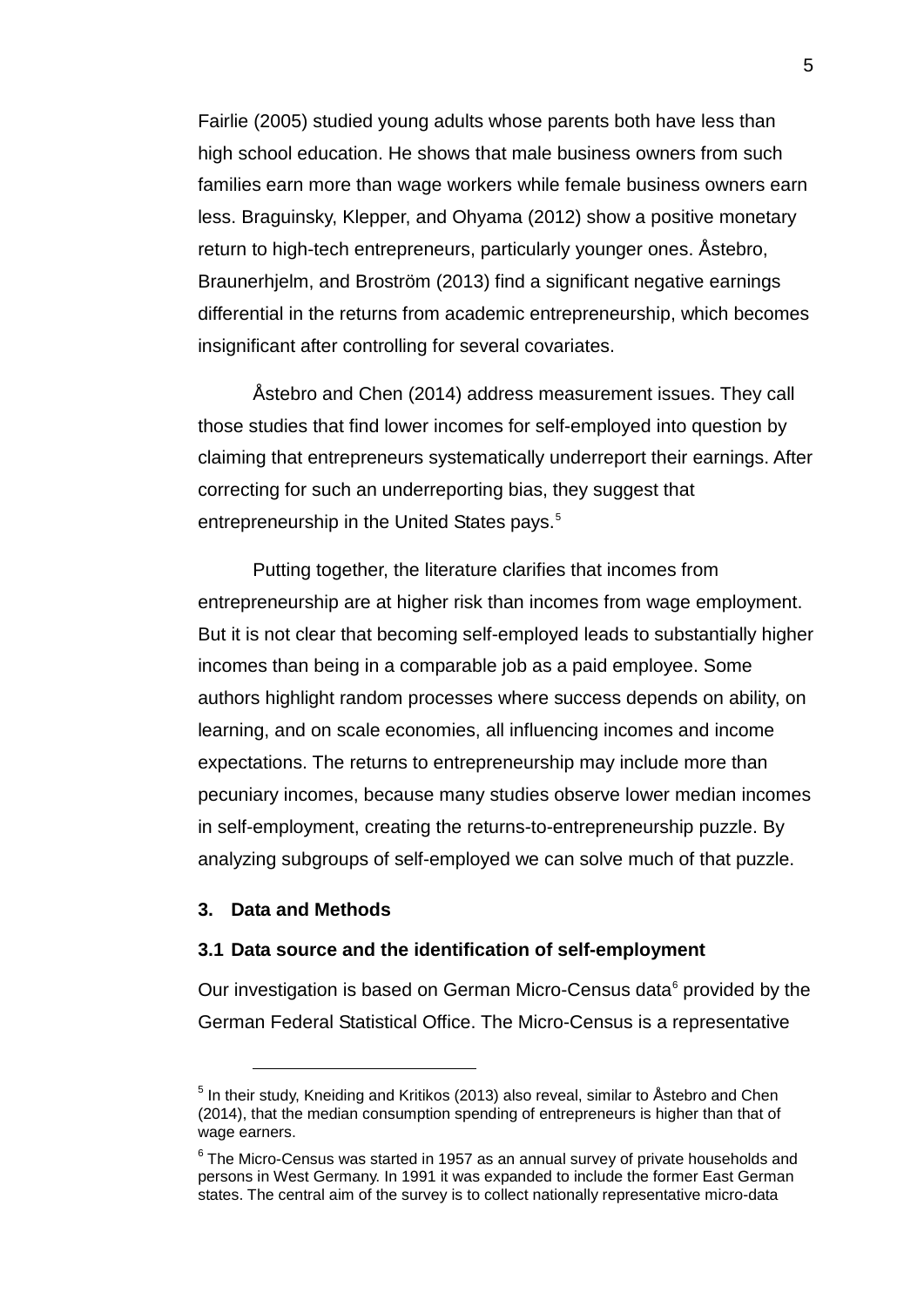Fairlie (2005) studied young adults whose parents both have less than high school education. He shows that male business owners from such families earn more than wage workers while female business owners earn less. Braguinsky, Klepper, and Ohyama (2012) show a positive monetary return to high-tech entrepreneurs, particularly younger ones. Åstebro, Braunerhjelm, and Broström (2013) find a significant negative earnings differential in the returns from academic entrepreneurship, which becomes insignificant after controlling for several covariates.

Åstebro and Chen (2014) address measurement issues. They call those studies that find lower incomes for self-employed into question by claiming that entrepreneurs systematically underreport their earnings. After correcting for such an underreporting bias, they suggest that entrepreneurship in the United States pays.[5]

Putting together, the literature clarifies that incomes from entrepreneurship are at higher risk than incomes from wage employment. But it is not clear that becoming self-employed leads to substantially higher incomes than being in a comparable job as a paid employee. Some authors highlight random processes where success depends on ability, on learning, and on scale economies, all influencing incomes and income expectations. The returns to entrepreneurship may include more than pecuniary incomes, because many studies observe lower median incomes in self-employment, creating the returns-to-entrepreneurship puzzle. By analyzing subgroups of self-employed we can solve much of that puzzle.

## 3. Data and Methods

### 3.1 Data source and the identification of self-employment

Our investigation is based on German Micro-Census data[6] provided by the German Federal Statistical Office. The Micro-Census is a representative

---

[5] In their study, Kneiding and Kritikos (2013) also reveal, similar to Åstebro and Chen (2014), that the median consumption spending of entrepreneurs is higher than that of wage earners.

[6] The Micro-Census was started in 1957 as an annual survey of private households and persons in West Germany. In 1991 it was expanded to include the former East German states. The central aim of the survey is to collect nationally representative micro-data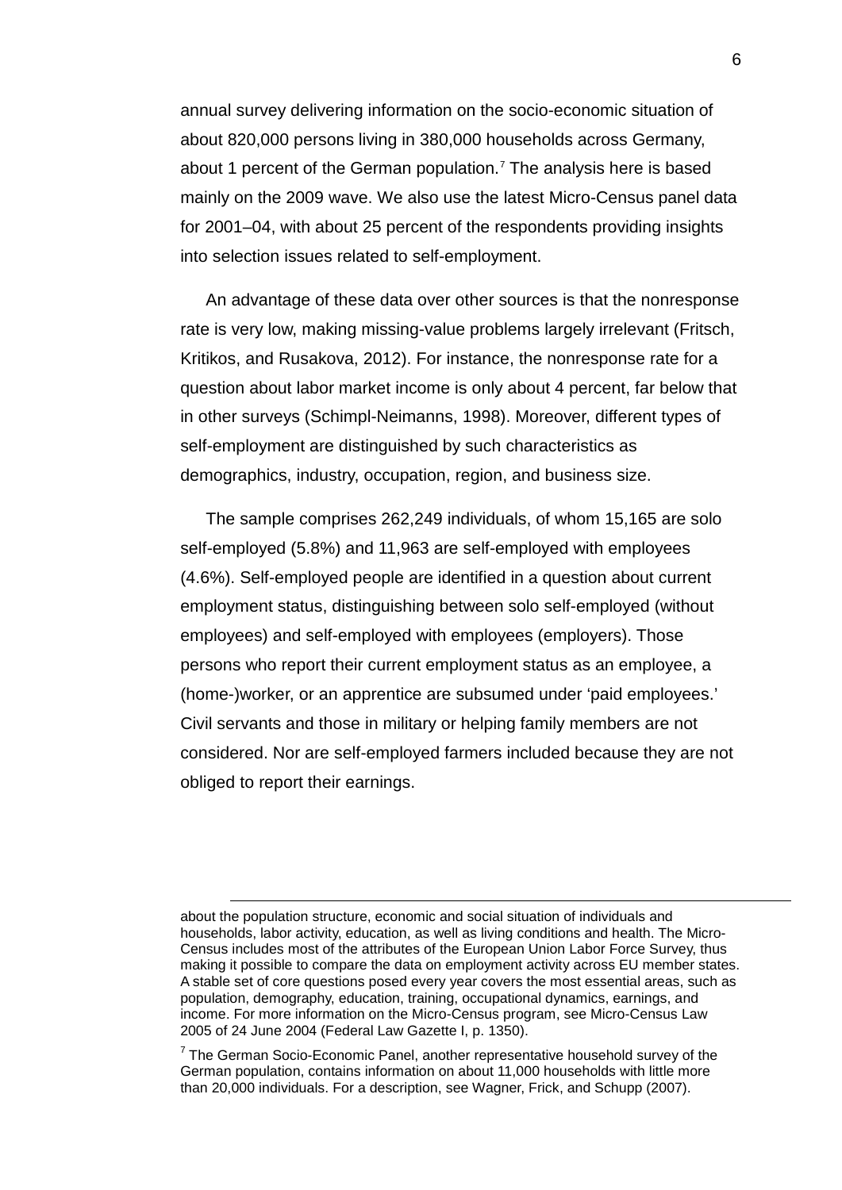annual survey delivering information on the socio-economic situation of about 820,000 persons living in 380,000 households across Germany, about 1 percent of the German population.[7] The analysis here is based mainly on the 2009 wave. We also use the latest Micro-Census panel data for 2001–04, with about 25 percent of the respondents providing insights into selection issues related to self-employment.

An advantage of these data over other sources is that the nonresponse rate is very low, making missing-value problems largely irrelevant (Fritsch, Kritikos, and Rusakova, 2012). For instance, the nonresponse rate for a question about labor market income is only about 4 percent, far below that in other surveys (Schimpl-Neimanns, 1998). Moreover, different types of self-employment are distinguished by such characteristics as demographics, industry, occupation, region, and business size.

The sample comprises 262,249 individuals, of whom 15,165 are solo self-employed (5.8%) and 11,963 are self-employed with employees (4.6%). Self-employed people are identified in a question about current employment status, distinguishing between solo self-employed (without employees) and self-employed with employees (employers). Those persons who report their current employment status as an employee, a (home-)worker, or an apprentice are subsumed under 'paid employees.' Civil servants and those in military or helping family members are not considered. Nor are self-employed farmers included because they are not obliged to report their earnings.

---

about the population structure, economic and social situation of individuals and households, labor activity, education, as well as living conditions and health. The Micro-Census includes most of the attributes of the European Union Labor Force Survey, thus making it possible to compare the data on employment activity across EU member states. A stable set of core questions posed every year covers the most essential areas, such as population, demography, education, training, occupational dynamics, earnings, and income. For more information on the Micro-Census program, see Micro-Census Law 2005 of 24 June 2004 (Federal Law Gazette I, p. 1350).

[7] The German Socio-Economic Panel, another representative household survey of the German population, contains information on about 11,000 households with little more than 20,000 individuals. For a description, see Wagner, Frick, and Schupp (2007).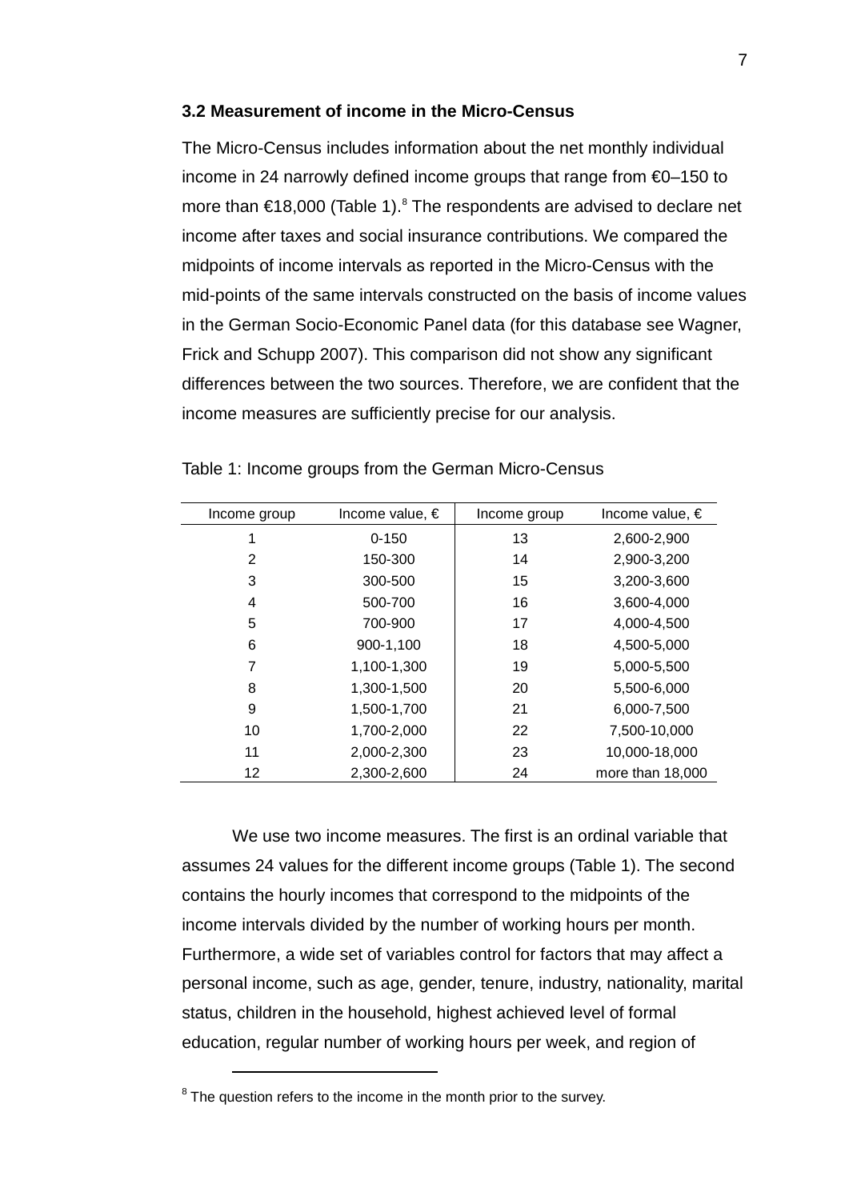### 3.2 Measurement of income in the Micro-Census

The Micro-Census includes information about the net monthly individual income in 24 narrowly defined income groups that range from €0–150 to more than €18,000 (Table 1).[8] The respondents are advised to declare net income after taxes and social insurance contributions. We compared the midpoints of income intervals as reported in the Micro-Census with the mid-points of the same intervals constructed on the basis of income values in the German Socio-Economic Panel data (for this database see Wagner, Frick and Schupp 2007). This comparison did not show any significant differences between the two sources. Therefore, we are confident that the income measures are sufficiently precise for our analysis.

Table 1: Income groups from the German Micro-Census

| Income group | Income value, € | Income group | Income value, € |
|---|---|---|---|
| 1 | 0-150 | 13 | 2,600-2,900 |
| 2 | 150-300 | 14 | 2,900-3,200 |
| 3 | 300-500 | 15 | 3,200-3,600 |
| 4 | 500-700 | 16 | 3,600-4,000 |
| 5 | 700-900 | 17 | 4,000-4,500 |
| 6 | 900-1,100 | 18 | 4,500-5,000 |
| 7 | 1,100-1,300 | 19 | 5,000-5,500 |
| 8 | 1,300-1,500 | 20 | 5,500-6,000 |
| 9 | 1,500-1,700 | 21 | 6,000-7,500 |
| 10 | 1,700-2,000 | 22 | 7,500-10,000 |
| 11 | 2,000-2,300 | 23 | 10,000-18,000 |
| 12 | 2,300-2,600 | 24 | more than 18,000 |

We use two income measures. The first is an ordinal variable that assumes 24 values for the different income groups (Table 1). The second contains the hourly incomes that correspond to the midpoints of the income intervals divided by the number of working hours per month. Furthermore, a wide set of variables control for factors that may affect a personal income, such as age, gender, tenure, industry, nationality, marital status, children in the household, highest achieved level of formal education, regular number of working hours per week, and region of

[8] The question refers to the income in the month prior to the survey.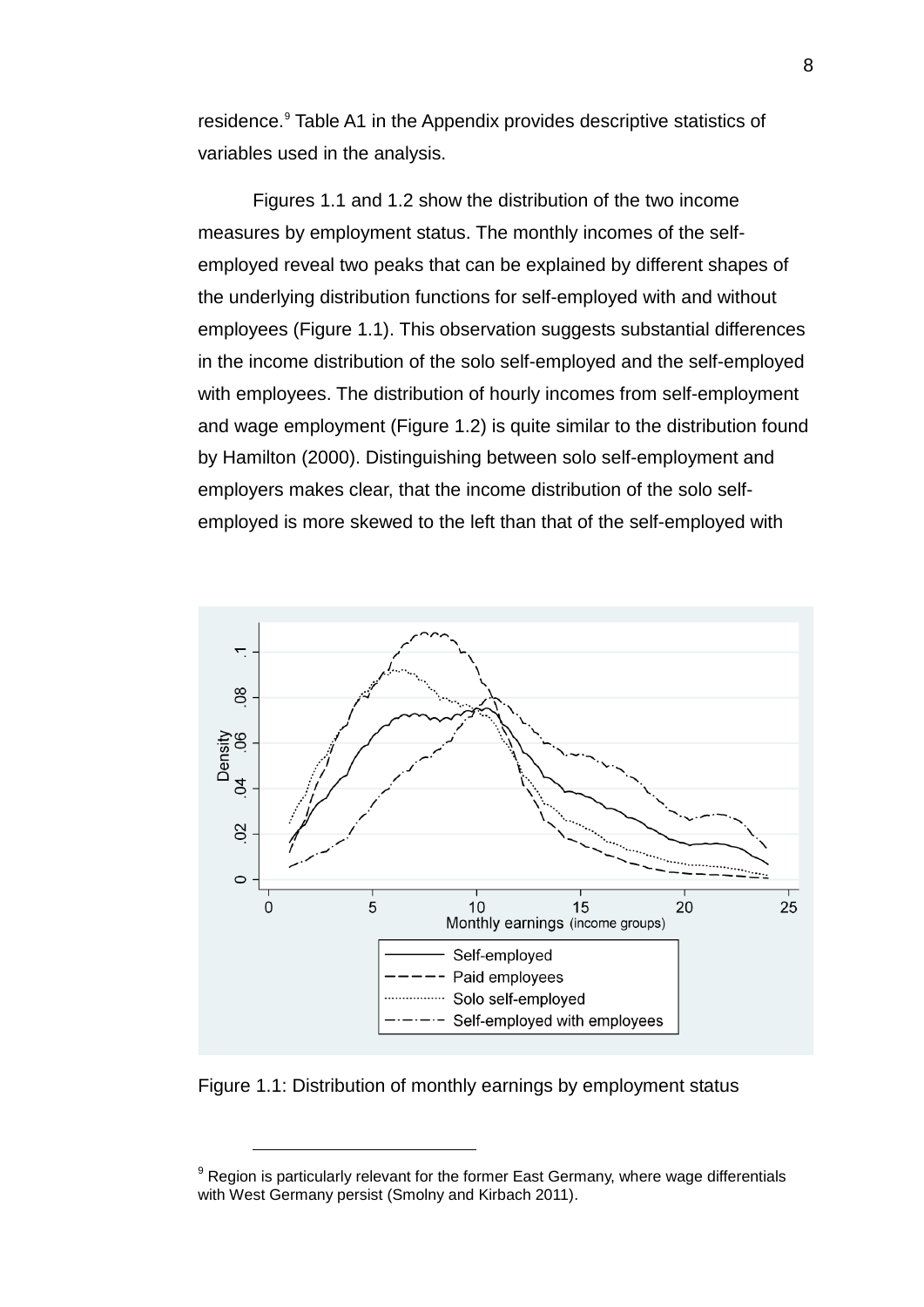residence.[9] Table A1 in the Appendix provides descriptive statistics of variables used in the analysis.

Figures 1.1 and 1.2 show the distribution of the two income measures by employment status. The monthly incomes of the self-employed reveal two peaks that can be explained by different shapes of the underlying distribution functions for self-employed with and without employees (Figure 1.1). This observation suggests substantial differences in the income distribution of the solo self-employed and the self-employed with employees. The distribution of hourly incomes from self-employment and wage employment (Figure 1.2) is quite similar to the distribution found by Hamilton (2000). Distinguishing between solo self-employment and employers makes clear, that the income distribution of the solo self-employed is more skewed to the left than that of the self-employed with

Figure 1.1: Distribution of monthly earnings by employment status

[9] Region is particularly relevant for the former East Germany, where wage differentials with West Germany persist (Smolny and Kirbach 2011).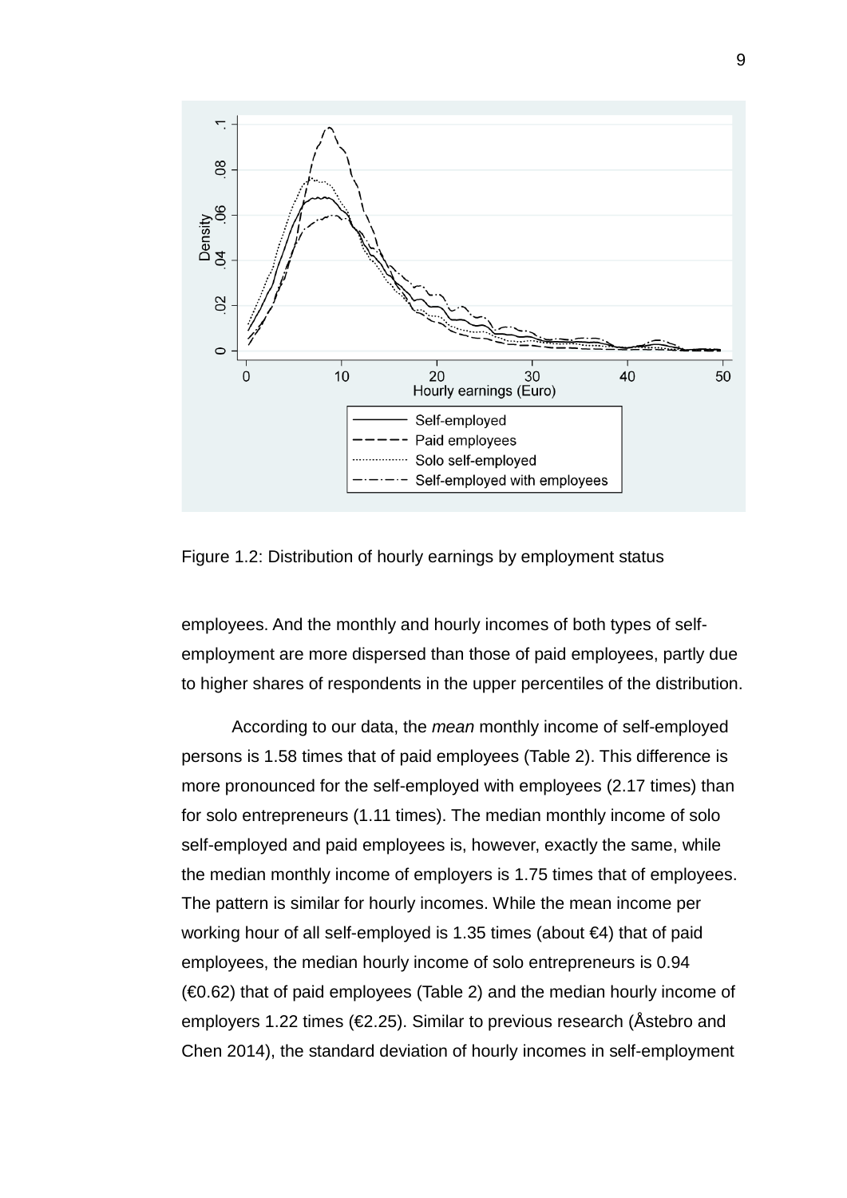Figure 1.2: Distribution of hourly earnings by employment status

employees. And the monthly and hourly incomes of both types of self-employment are more dispersed than those of paid employees, partly due to higher shares of respondents in the upper percentiles of the distribution.

According to our data, the *mean* monthly income of self-employed persons is 1.58 times that of paid employees (Table 2). This difference is more pronounced for the self-employed with employees (2.17 times) than for solo entrepreneurs (1.11 times). The median monthly income of solo self-employed and paid employees is, however, exactly the same, while the median monthly income of employers is 1.75 times that of employees. The pattern is similar for hourly incomes. While the mean income per working hour of all self-employed is 1.35 times (about €4) that of paid employees, the median hourly income of solo entrepreneurs is 0.94 (€0.62) that of paid employees (Table 2) and the median hourly income of employers 1.22 times (€2.25). Similar to previous research (Åstebro and Chen 2014), the standard deviation of hourly incomes in self-employment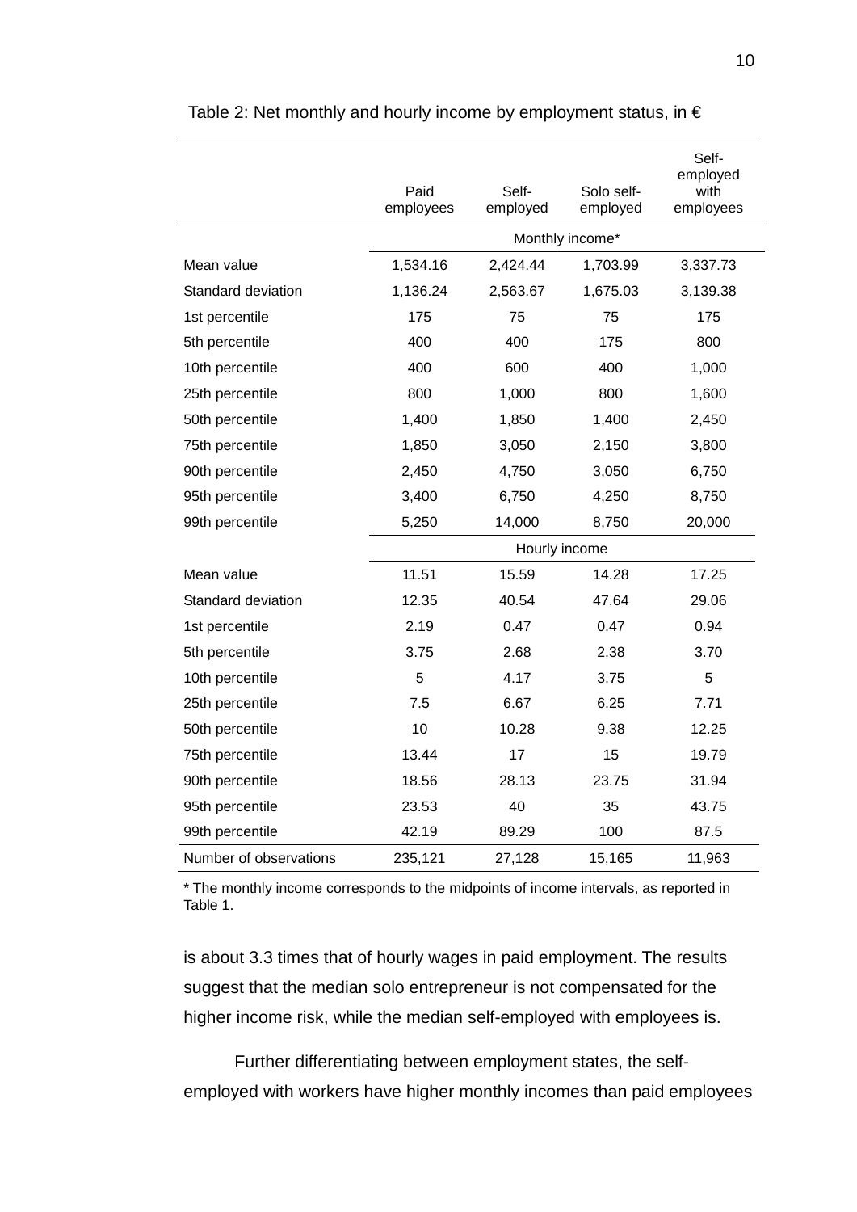Table 2: Net monthly and hourly income by employment status, in €

| | Paid employees | Self-employed | Solo self-employed | Self-employed with employees |
|---|---|---|---|---|
| | Monthly income* | | | |
| Mean value | 1,534.16 | 2,424.44 | 1,703.99 | 3,337.73 |
| Standard deviation | 1,136.24 | 2,563.67 | 1,675.03 | 3,139.38 |
| 1st percentile | 175 | 75 | 75 | 175 |
| 5th percentile | 400 | 400 | 175 | 800 |
| 10th percentile | 400 | 600 | 400 | 1,000 |
| 25th percentile | 800 | 1,000 | 800 | 1,600 |
| 50th percentile | 1,400 | 1,850 | 1,400 | 2,450 |
| 75th percentile | 1,850 | 3,050 | 2,150 | 3,800 |
| 90th percentile | 2,450 | 4,750 | 3,050 | 6,750 |
| 95th percentile | 3,400 | 6,750 | 4,250 | 8,750 |
| 99th percentile | 5,250 | 14,000 | 8,750 | 20,000 |
| | Hourly income | | | |
| Mean value | 11.51 | 15.59 | 14.28 | 17.25 |
| Standard deviation | 12.35 | 40.54 | 47.64 | 29.06 |
| 1st percentile | 2.19 | 0.47 | 0.47 | 0.94 |
| 5th percentile | 3.75 | 2.68 | 2.38 | 3.70 |
| 10th percentile | 5 | 4.17 | 3.75 | 5 |
| 25th percentile | 7.5 | 6.67 | 6.25 | 7.71 |
| 50th percentile | 10 | 10.28 | 9.38 | 12.25 |
| 75th percentile | 13.44 | 17 | 15 | 19.79 |
| 90th percentile | 18.56 | 28.13 | 23.75 | 31.94 |
| 95th percentile | 23.53 | 40 | 35 | 43.75 |
| 99th percentile | 42.19 | 89.29 | 100 | 87.5 |
| Number of observations | 235,121 | 27,128 | 15,165 | 11,963 |

* The monthly income corresponds to the midpoints of income intervals, as reported in Table 1.

is about 3.3 times that of hourly wages in paid employment. The results suggest that the median solo entrepreneur is not compensated for the higher income risk, while the median self-employed with employees is.

Further differentiating between employment states, the self-employed with workers have higher monthly incomes than paid employees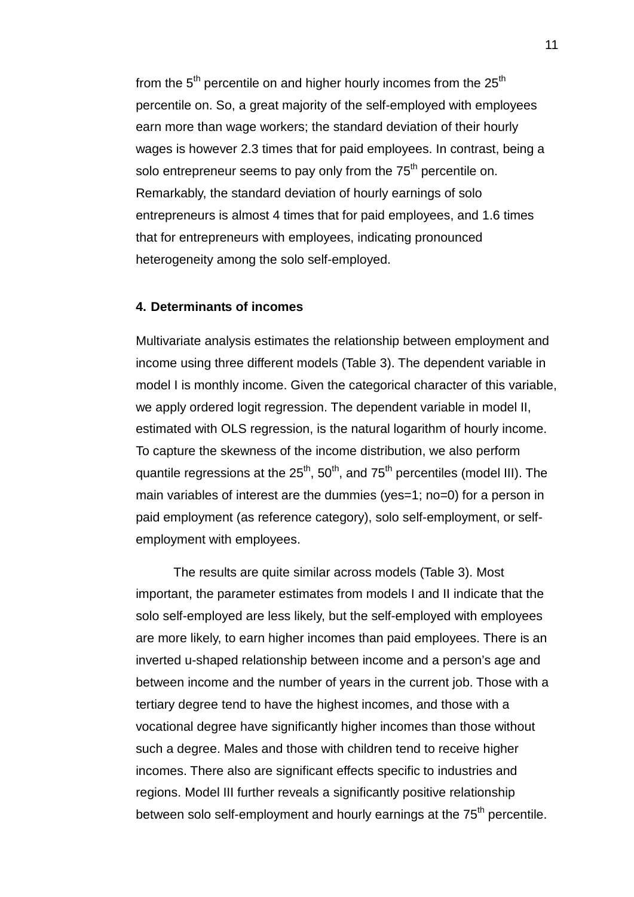from the 5th percentile on and higher hourly incomes from the 25th percentile on. So, a great majority of the self-employed with employees earn more than wage workers; the standard deviation of their hourly wages is however 2.3 times that for paid employees. In contrast, being a solo entrepreneur seems to pay only from the 75th percentile on. Remarkably, the standard deviation of hourly earnings of solo entrepreneurs is almost 4 times that for paid employees, and 1.6 times that for entrepreneurs with employees, indicating pronounced heterogeneity among the solo self-employed.

## 4. Determinants of incomes

Multivariate analysis estimates the relationship between employment and income using three different models (Table 3). The dependent variable in model I is monthly income. Given the categorical character of this variable, we apply ordered logit regression. The dependent variable in model II, estimated with OLS regression, is the natural logarithm of hourly income. To capture the skewness of the income distribution, we also perform quantile regressions at the 25th, 50th, and 75th percentiles (model III). The main variables of interest are the dummies (yes=1; no=0) for a person in paid employment (as reference category), solo self-employment, or self-employment with employees.

The results are quite similar across models (Table 3). Most important, the parameter estimates from models I and II indicate that the solo self-employed are less likely, but the self-employed with employees are more likely, to earn higher incomes than paid employees. There is an inverted u-shaped relationship between income and a person's age and between income and the number of years in the current job. Those with a tertiary degree tend to have the highest incomes, and those with a vocational degree have significantly higher incomes than those without such a degree. Males and those with children tend to receive higher incomes. There also are significant effects specific to industries and regions. Model III further reveals a significantly positive relationship between solo self-employment and hourly earnings at the 75th percentile.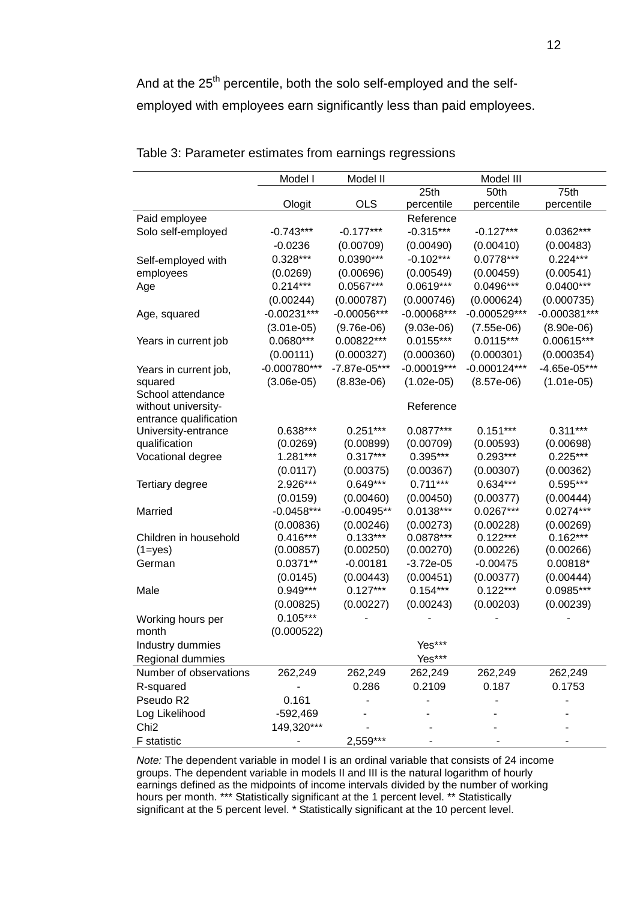And at the 25th percentile, both the solo self-employed and the self-employed with employees earn significantly less than paid employees.

Table 3: Parameter estimates from earnings regressions

| | Model I | Model II | Model III | | |
|---|---|---|---|---|---|
| | | | 25th percentile | 50th percentile | 75th percentile |
| | Ologit | OLS | | | |
| Paid employee | | | Reference | | |
| Solo self-employed | -0.743*** | -0.177*** | -0.315*** | -0.127*** | 0.0362*** |
| | -0.0236 | (0.00709) | (0.00490) | (0.00410) | (0.00483) |
| Self-employed with employees | 0.328*** | 0.0390*** | -0.102*** | 0.0778*** | 0.224*** |
| | (0.0269) | (0.00696) | (0.00549) | (0.00459) | (0.00541) |
| Age | 0.214*** | 0.0567*** | 0.0619*** | 0.0496*** | 0.0400*** |
| | (0.00244) | (0.000787) | (0.000746) | (0.000624) | (0.000735) |
| Age, squared | -0.00231*** | -0.00056*** | -0.00068*** | -0.000529*** | -0.000381*** |
| | (3.01e-05) | (9.76e-06) | (9.03e-06) | (7.55e-06) | (8.90e-06) |
| Years in current job | 0.0680*** | 0.00822*** | 0.0155*** | 0.0115*** | 0.00615*** |
| | (0.00111) | (0.000327) | (0.000360) | (0.000301) | (0.000354) |
| Years in current job, squared | -0.000780*** | -7.87e-05*** | -0.00019*** | -0.000124*** | -4.65e-05*** |
| | (3.06e-05) | (8.83e-06) | (1.02e-05) | (8.57e-06) | (1.01e-05) |
| School attendance without university-entrance qualification | | | Reference | | |
| University-entrance qualification | 0.638*** | 0.251*** | 0.0877*** | 0.151*** | 0.311*** |
| | (0.0269) | (0.00899) | (0.00709) | (0.00593) | (0.00698) |
| Vocational degree | 1.281*** | 0.317*** | 0.395*** | 0.293*** | 0.225*** |
| | (0.0117) | (0.00375) | (0.00367) | (0.00307) | (0.00362) |
| Tertiary degree | 2.926*** | 0.649*** | 0.711*** | 0.634*** | 0.595*** |
| | (0.0159) | (0.00460) | (0.00450) | (0.00377) | (0.00444) |
| Married | -0.0458*** | -0.00495** | 0.0138*** | 0.0267*** | 0.0274*** |
| | (0.00836) | (0.00246) | (0.00273) | (0.00228) | (0.00269) |
| Children in household (1=yes) | 0.416*** | 0.133*** | 0.0878*** | 0.122*** | 0.162*** |
| | (0.00857) | (0.00250) | (0.00270) | (0.00226) | (0.00266) |
| German | 0.0371** | -0.00181 | -3.72e-05 | -0.00475 | 0.00818* |
| | (0.0145) | (0.00443) | (0.00451) | (0.00377) | (0.00444) |
| Male | 0.949*** | 0.127*** | 0.154*** | 0.122*** | 0.0985*** |
| | (0.00825) | (0.00227) | (0.00243) | (0.00203) | (0.00239) |
| Working hours per month | 0.105*** | - | - | - | - |
| | (0.000522) | | | | |
| Industry dummies | | | Yes*** | | |
| Regional dummies | | | Yes*** | | |
| Number of observations | 262,249 | 262,249 | 262,249 | 262,249 | 262,249 |
| R-squared | - | 0.286 | 0.2109 | 0.187 | 0.1753 |
| Pseudo R2 | 0.161 | - | - | - | - |
| Log Likelihood | -592,469 | - | - | - | - |
| Chi2 | 149,320*** | - | - | - | - |
| F statistic | - | 2,559*** | - | - | - |

*Note:* The dependent variable in model I is an ordinal variable that consists of 24 income groups. The dependent variable in models II and III is the natural logarithm of hourly earnings defined as the midpoints of income intervals divided by the number of working hours per month. *** Statistically significant at the 1 percent level. ** Statistically significant at the 5 percent level. * Statistically significant at the 10 percent level.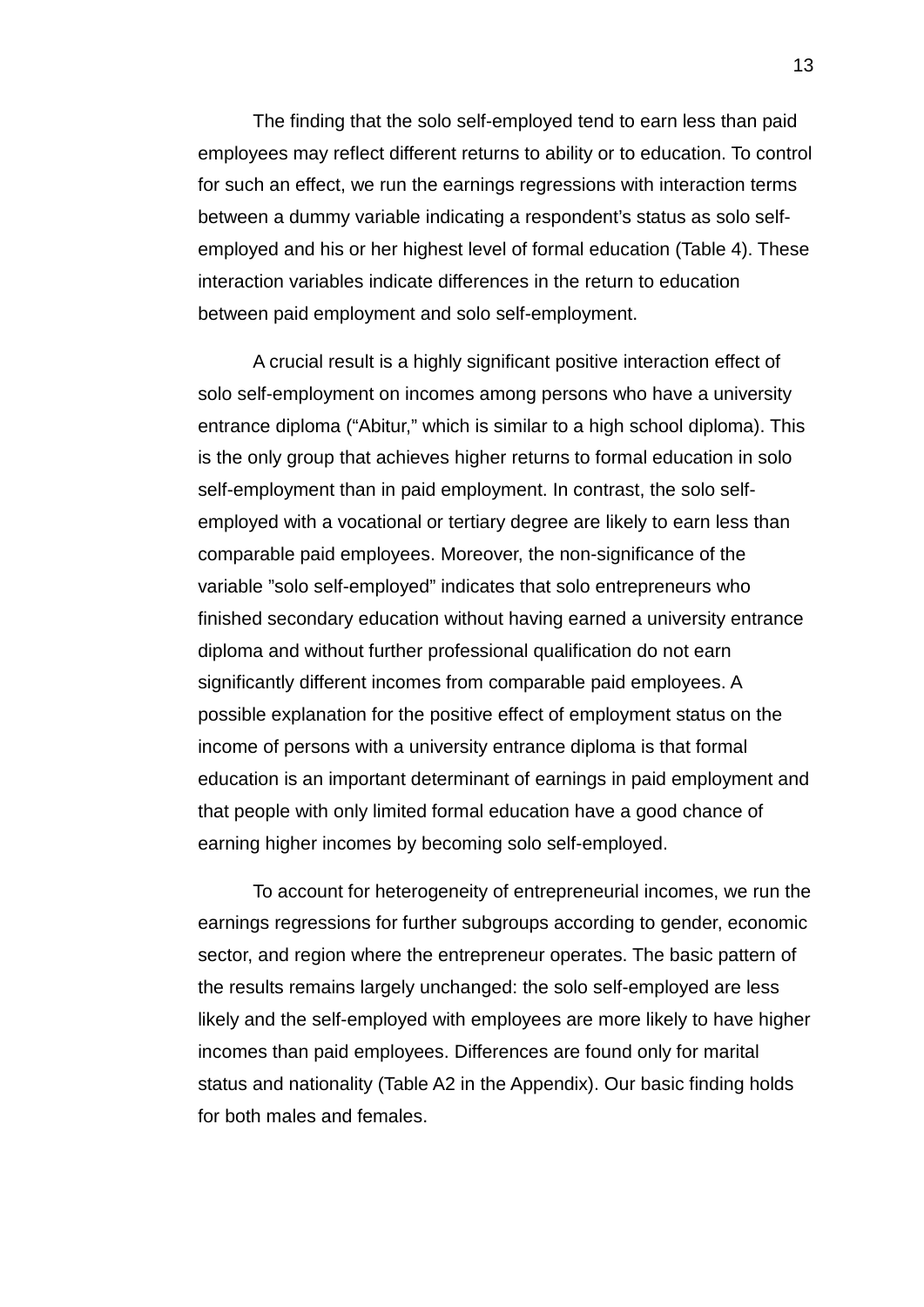The finding that the solo self-employed tend to earn less than paid employees may reflect different returns to ability or to education. To control for such an effect, we run the earnings regressions with interaction terms between a dummy variable indicating a respondent's status as solo self-employed and his or her highest level of formal education (Table 4). These interaction variables indicate differences in the return to education between paid employment and solo self-employment.

A crucial result is a highly significant positive interaction effect of solo self-employment on incomes among persons who have a university entrance diploma ("Abitur," which is similar to a high school diploma). This is the only group that achieves higher returns to formal education in solo self-employment than in paid employment. In contrast, the solo self-employed with a vocational or tertiary degree are likely to earn less than comparable paid employees. Moreover, the non-significance of the variable "solo self-employed" indicates that solo entrepreneurs who finished secondary education without having earned a university entrance diploma and without further professional qualification do not earn significantly different incomes from comparable paid employees. A possible explanation for the positive effect of employment status on the income of persons with a university entrance diploma is that formal education is an important determinant of earnings in paid employment and that people with only limited formal education have a good chance of earning higher incomes by becoming solo self-employed.

To account for heterogeneity of entrepreneurial incomes, we run the earnings regressions for further subgroups according to gender, economic sector, and region where the entrepreneur operates. The basic pattern of the results remains largely unchanged: the solo self-employed are less likely and the self-employed with employees are more likely to have higher incomes than paid employees. Differences are found only for marital status and nationality (Table A2 in the Appendix). Our basic finding holds for both males and females.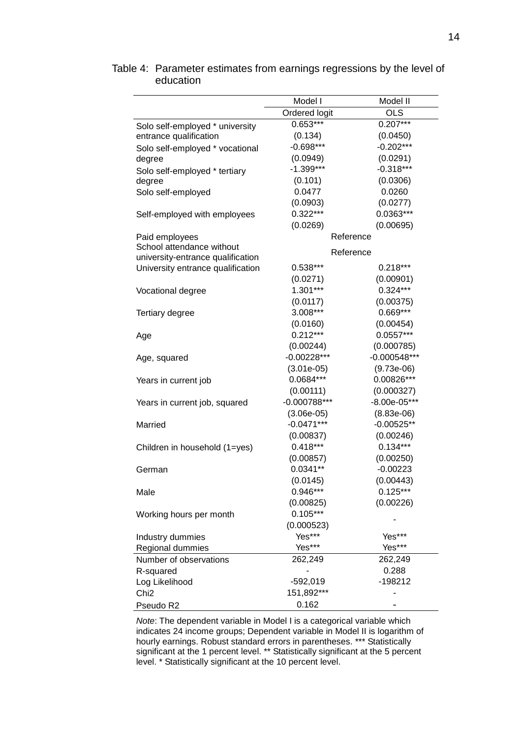Table 4: Parameter estimates from earnings regressions by the level of education

| | Model I | Model II |
|---|---|---|
| | Ordered logit | OLS |
| Solo self-employed * university entrance qualification | 0.653*** | 0.207*** |
| | (0.134) | (0.0450) |
| Solo self-employed * vocational degree | -0.698*** | -0.202*** |
| | (0.0949) | (0.0291) |
| Solo self-employed * tertiary degree | -1.399*** | -0.318*** |
| | (0.101) | (0.0306) |
| Solo self-employed | 0.0477 | 0.0260 |
| | (0.0903) | (0.0277) |
| Self-employed with employees | 0.322*** | 0.0363*** |
| | (0.0269) | (0.00695) |
| Paid employees | Reference | |
| School attendance without university-entrance qualification | Reference | |
| University entrance qualification | 0.538*** | 0.218*** |
| | (0.0271) | (0.00901) |
| Vocational degree | 1.301*** | 0.324*** |
| | (0.0117) | (0.00375) |
| Tertiary degree | 3.008*** | 0.669*** |
| | (0.0160) | (0.00454) |
| Age | 0.212*** | 0.0557*** |
| | (0.00244) | (0.000785) |
| Age, squared | -0.00228*** | -0.000548*** |
| | (3.01e-05) | (9.73e-06) |
| Years in current job | 0.0684*** | 0.00826*** |
| | (0.00111) | (0.000327) |
| Years in current job, squared | -0.000788*** | -8.00e-05*** |
| | (3.06e-05) | (8.83e-06) |
| Married | -0.0471*** | -0.00525** |
| | (0.00837) | (0.00246) |
| Children in household (1=yes) | 0.418*** | 0.134*** |
| | (0.00857) | (0.00250) |
| German | 0.0341** | -0.00223 |
| | (0.0145) | (0.00443) |
| Male | 0.946*** | 0.125*** |
| | (0.00825) | (0.00226) |
| Working hours per month | 0.105*** | - |
| | (0.000523) | |
| Industry dummies | Yes*** | Yes*** |
| Regional dummies | Yes*** | Yes*** |
| Number of observations | 262,249 | 262,249 |
| R-squared | - | 0.288 |
| Log Likelihood | -592,019 | -198212 |
| Chi2 | 151,892*** | - |
| Pseudo R2 | 0.162 | - |

*Note*: The dependent variable in Model I is a categorical variable which indicates 24 income groups; Dependent variable in Model II is logarithm of hourly earnings. Robust standard errors in parentheses. *** Statistically significant at the 1 percent level. ** Statistically significant at the 5 percent level. * Statistically significant at the 10 percent level.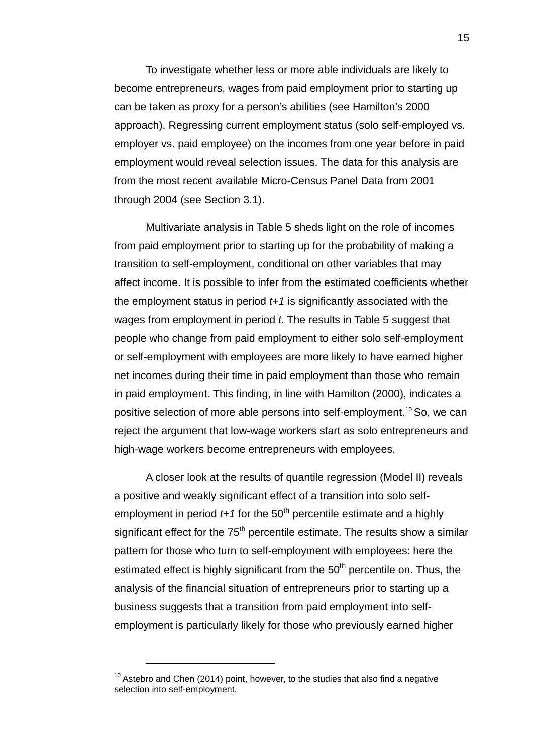To investigate whether less or more able individuals are likely to become entrepreneurs, wages from paid employment prior to starting up can be taken as proxy for a person's abilities (see Hamilton's 2000 approach). Regressing current employment status (solo self-employed vs. employer vs. paid employee) on the incomes from one year before in paid employment would reveal selection issues. The data for this analysis are from the most recent available Micro-Census Panel Data from 2001 through 2004 (see Section 3.1).

Multivariate analysis in Table 5 sheds light on the role of incomes from paid employment prior to starting up for the probability of making a transition to self-employment, conditional on other variables that may affect income. It is possible to infer from the estimated coefficients whether the employment status in period *t+1* is significantly associated with the wages from employment in period *t*. The results in Table 5 suggest that people who change from paid employment to either solo self-employment or self-employment with employees are more likely to have earned higher net incomes during their time in paid employment than those who remain in paid employment. This finding, in line with Hamilton (2000), indicates a positive selection of more able persons into self-employment.[10] So, we can reject the argument that low-wage workers start as solo entrepreneurs and high-wage workers become entrepreneurs with employees.

A closer look at the results of quantile regression (Model II) reveals a positive and weakly significant effect of a transition into solo self-employment in period *t+1* for the 50th percentile estimate and a highly significant effect for the 75th percentile estimate. The results show a similar pattern for those who turn to self-employment with employees: here the estimated effect is highly significant from the 50th percentile on. Thus, the analysis of the financial situation of entrepreneurs prior to starting up a business suggests that a transition from paid employment into self-employment is particularly likely for those who previously earned higher

[10] Astebro and Chen (2014) point, however, to the studies that also find a negative selection into self-employment.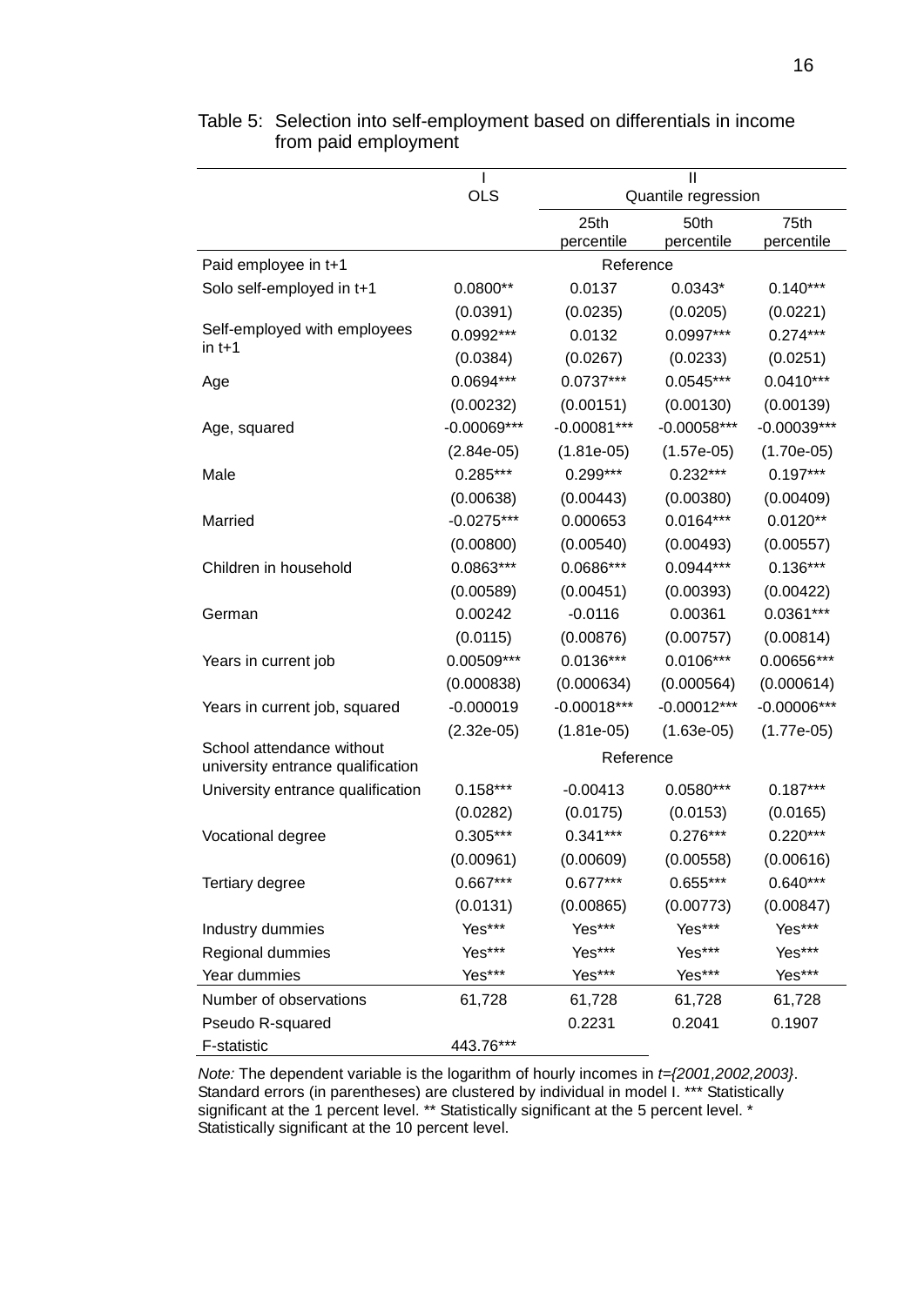Table 5: Selection into self-employment based on differentials in income from paid employment

| | I | II | | |
|---|---|---|---|---|
| | OLS | Quantile regression | | |
| | | 25th percentile | 50th percentile | 75th percentile |
| Paid employee in t+1 | Reference | | | |
| Solo self-employed in t+1 | 0.0800** | 0.0137 | 0.0343* | 0.140*** |
| | (0.0391) | (0.0235) | (0.0205) | (0.0221) |
| Self-employed with employees in t+1 | 0.0992*** | 0.0132 | 0.0997*** | 0.274*** |
| | (0.0384) | (0.0267) | (0.0233) | (0.0251) |
| Age | 0.0694*** | 0.0737*** | 0.0545*** | 0.0410*** |
| | (0.00232) | (0.00151) | (0.00130) | (0.00139) |
| Age, squared | -0.00069*** | -0.00081*** | -0.00058*** | -0.00039*** |
| | (2.84e-05) | (1.81e-05) | (1.57e-05) | (1.70e-05) |
| Male | 0.285*** | 0.299*** | 0.232*** | 0.197*** |
| | (0.00638) | (0.00443) | (0.00380) | (0.00409) |
| Married | -0.0275*** | 0.000653 | 0.0164*** | 0.0120** |
| | (0.00800) | (0.00540) | (0.00493) | (0.00557) |
| Children in household | 0.0863*** | 0.0686*** | 0.0944*** | 0.136*** |
| | (0.00589) | (0.00451) | (0.00393) | (0.00422) |
| German | 0.00242 | -0.0116 | 0.00361 | 0.0361*** |
| | (0.0115) | (0.00876) | (0.00757) | (0.00814) |
| Years in current job | 0.00509*** | 0.0136*** | 0.0106*** | 0.00656*** |
| | (0.000838) | (0.000634) | (0.000564) | (0.000614) |
| Years in current job, squared | -0.000019 | -0.00018*** | -0.00012*** | -0.00006*** |
| | (2.32e-05) | (1.81e-05) | (1.63e-05) | (1.77e-05) |
| School attendance without university entrance qualification | Reference | | | |
| University entrance qualification | 0.158*** | -0.00413 | 0.0580*** | 0.187*** |
| | (0.0282) | (0.0175) | (0.0153) | (0.0165) |
| Vocational degree | 0.305*** | 0.341*** | 0.276*** | 0.220*** |
| | (0.00961) | (0.00609) | (0.00558) | (0.00616) |
| Tertiary degree | 0.667*** | 0.677*** | 0.655*** | 0.640*** |
| | (0.0131) | (0.00865) | (0.00773) | (0.00847) |
| Industry dummies | Yes*** | Yes*** | Yes*** | Yes*** |
| Regional dummies | Yes*** | Yes*** | Yes*** | Yes*** |
| Year dummies | Yes*** | Yes*** | Yes*** | Yes*** |
| Number of observations | 61,728 | 61,728 | 61,728 | 61,728 |
| Pseudo R-squared | | 0.2231 | 0.2041 | 0.1907 |
| F-statistic | 443.76*** | | | |

*Note:* The dependent variable is the logarithm of hourly incomes in *t={2001,2002,2003}*. Standard errors (in parentheses) are clustered by individual in model I. *** Statistically significant at the 1 percent level. ** Statistically significant at the 5 percent level. * Statistically significant at the 10 percent level.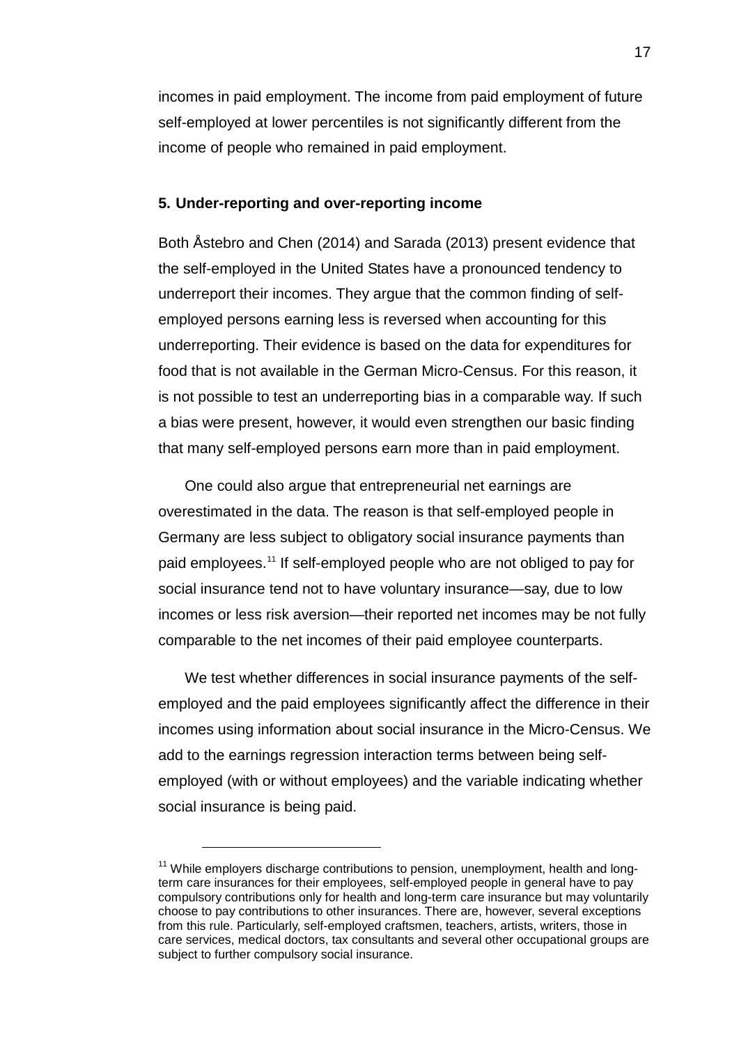incomes in paid employment. The income from paid employment of future self-employed at lower percentiles is not significantly different from the income of people who remained in paid employment.

## 5. Under-reporting and over-reporting income

Both Åstebro and Chen (2014) and Sarada (2013) present evidence that the self-employed in the United States have a pronounced tendency to underreport their incomes. They argue that the common finding of self-employed persons earning less is reversed when accounting for this underreporting. Their evidence is based on the data for expenditures for food that is not available in the German Micro-Census. For this reason, it is not possible to test an underreporting bias in a comparable way. If such a bias were present, however, it would even strengthen our basic finding that many self-employed persons earn more than in paid employment.

One could also argue that entrepreneurial net earnings are overestimated in the data. The reason is that self-employed people in Germany are less subject to obligatory social insurance payments than paid employees.[11] If self-employed people who are not obliged to pay for social insurance tend not to have voluntary insurance—say, due to low incomes or less risk aversion—their reported net incomes may be not fully comparable to the net incomes of their paid employee counterparts.

We test whether differences in social insurance payments of the self-employed and the paid employees significantly affect the difference in their incomes using information about social insurance in the Micro-Census. We add to the earnings regression interaction terms between being self-employed (with or without employees) and the variable indicating whether social insurance is being paid.

---

[11] While employers discharge contributions to pension, unemployment, health and long-term care insurances for their employees, self-employed people in general have to pay compulsory contributions only for health and long-term care insurance but may voluntarily choose to pay contributions to other insurances. There are, however, several exceptions from this rule. Particularly, self-employed craftsmen, teachers, artists, writers, those in care services, medical doctors, tax consultants and several other occupational groups are subject to further compulsory social insurance.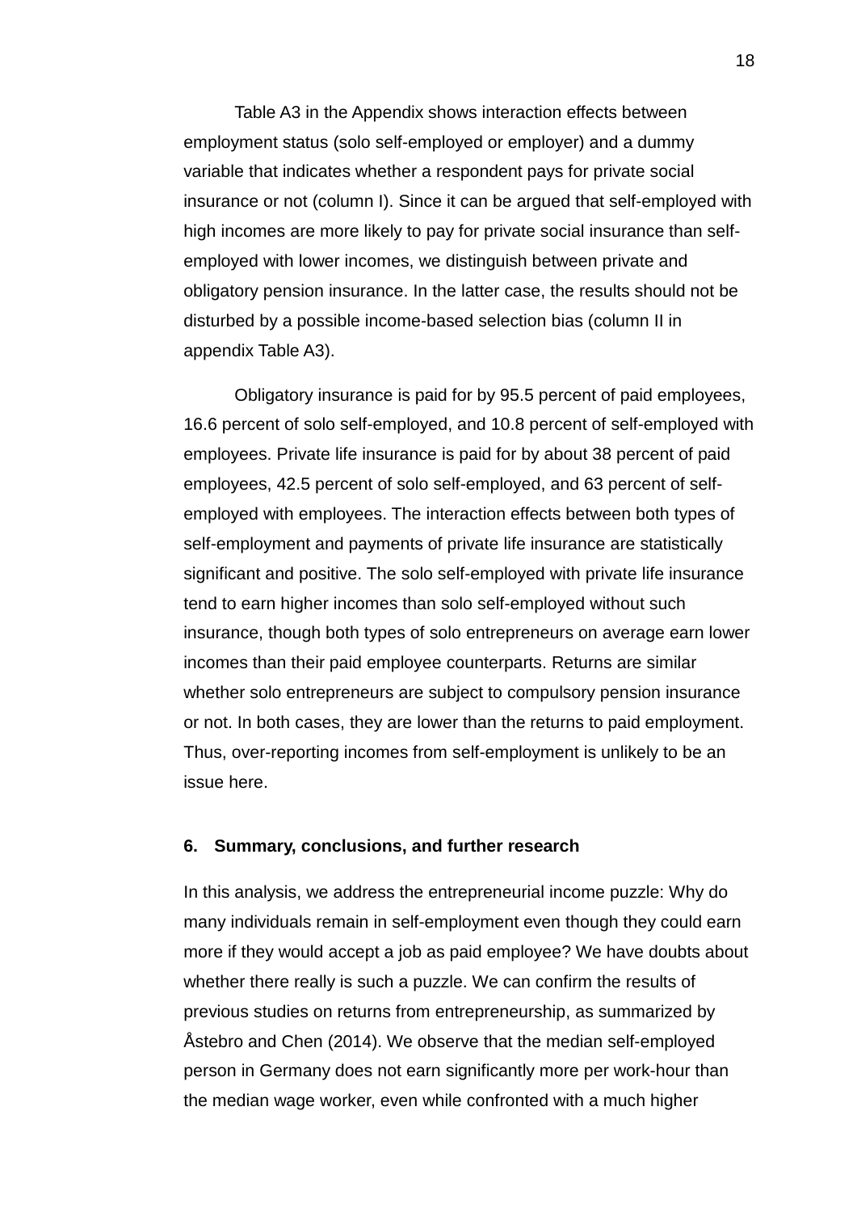Table A3 in the Appendix shows interaction effects between employment status (solo self-employed or employer) and a dummy variable that indicates whether a respondent pays for private social insurance or not (column I). Since it can be argued that self-employed with high incomes are more likely to pay for private social insurance than self-employed with lower incomes, we distinguish between private and obligatory pension insurance. In the latter case, the results should not be disturbed by a possible income-based selection bias (column II in appendix Table A3).

Obligatory insurance is paid for by 95.5 percent of paid employees, 16.6 percent of solo self-employed, and 10.8 percent of self-employed with employees. Private life insurance is paid for by about 38 percent of paid employees, 42.5 percent of solo self-employed, and 63 percent of self-employed with employees. The interaction effects between both types of self-employment and payments of private life insurance are statistically significant and positive. The solo self-employed with private life insurance tend to earn higher incomes than solo self-employed without such insurance, though both types of solo entrepreneurs on average earn lower incomes than their paid employee counterparts. Returns are similar whether solo entrepreneurs are subject to compulsory pension insurance or not. In both cases, they are lower than the returns to paid employment. Thus, over-reporting incomes from self-employment is unlikely to be an issue here.

## 6. Summary, conclusions, and further research

In this analysis, we address the entrepreneurial income puzzle: Why do many individuals remain in self-employment even though they could earn more if they would accept a job as paid employee? We have doubts about whether there really is such a puzzle. We can confirm the results of previous studies on returns from entrepreneurship, as summarized by Åstebro and Chen (2014). We observe that the median self-employed person in Germany does not earn significantly more per work-hour than the median wage worker, even while confronted with a much higher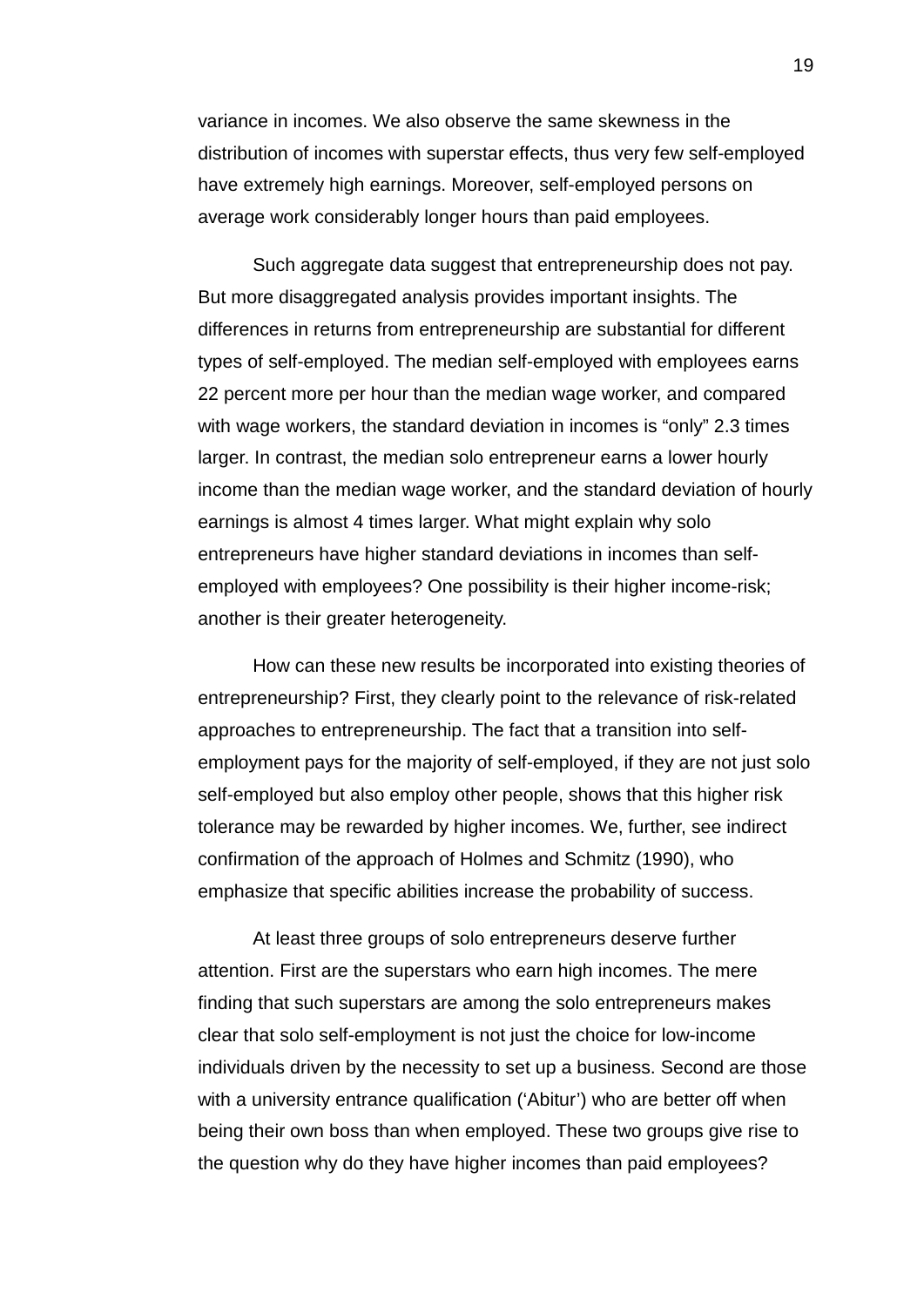variance in incomes. We also observe the same skewness in the distribution of incomes with superstar effects, thus very few self-employed have extremely high earnings. Moreover, self-employed persons on average work considerably longer hours than paid employees.

Such aggregate data suggest that entrepreneurship does not pay. But more disaggregated analysis provides important insights. The differences in returns from entrepreneurship are substantial for different types of self-employed. The median self-employed with employees earns 22 percent more per hour than the median wage worker, and compared with wage workers, the standard deviation in incomes is "only" 2.3 times larger. In contrast, the median solo entrepreneur earns a lower hourly income than the median wage worker, and the standard deviation of hourly earnings is almost 4 times larger. What might explain why solo entrepreneurs have higher standard deviations in incomes than self-employed with employees? One possibility is their higher income-risk; another is their greater heterogeneity.

How can these new results be incorporated into existing theories of entrepreneurship? First, they clearly point to the relevance of risk-related approaches to entrepreneurship. The fact that a transition into self-employment pays for the majority of self-employed, if they are not just solo self-employed but also employ other people, shows that this higher risk tolerance may be rewarded by higher incomes. We, further, see indirect confirmation of the approach of Holmes and Schmitz (1990), who emphasize that specific abilities increase the probability of success.

At least three groups of solo entrepreneurs deserve further attention. First are the superstars who earn high incomes. The mere finding that such superstars are among the solo entrepreneurs makes clear that solo self-employment is not just the choice for low-income individuals driven by the necessity to set up a business. Second are those with a university entrance qualification ('Abitur') who are better off when being their own boss than when employed. These two groups give rise to the question why do they have higher incomes than paid employees?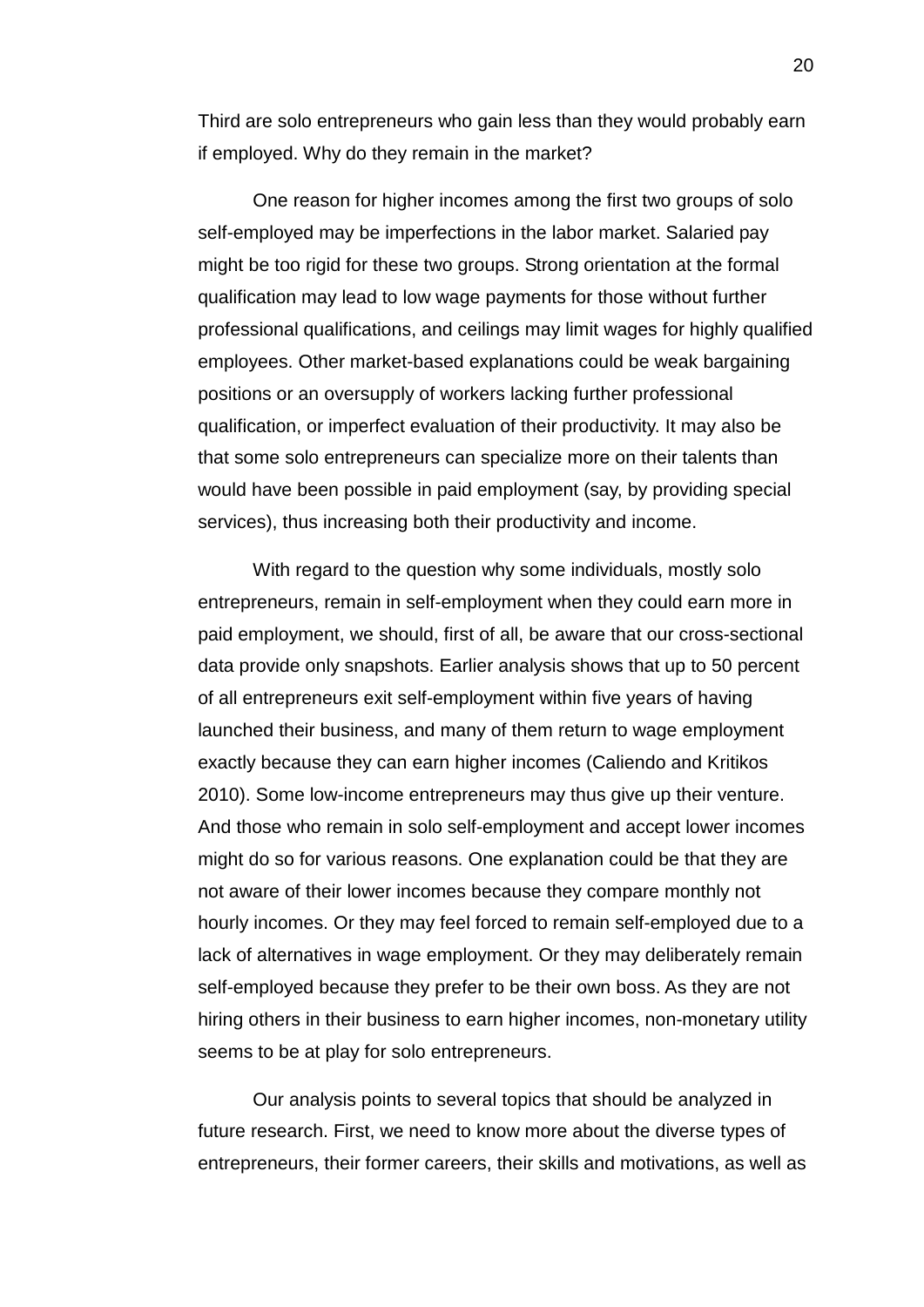Third are solo entrepreneurs who gain less than they would probably earn if employed. Why do they remain in the market?

One reason for higher incomes among the first two groups of solo self-employed may be imperfections in the labor market. Salaried pay might be too rigid for these two groups. Strong orientation at the formal qualification may lead to low wage payments for those without further professional qualifications, and ceilings may limit wages for highly qualified employees. Other market-based explanations could be weak bargaining positions or an oversupply of workers lacking further professional qualification, or imperfect evaluation of their productivity. It may also be that some solo entrepreneurs can specialize more on their talents than would have been possible in paid employment (say, by providing special services), thus increasing both their productivity and income.

With regard to the question why some individuals, mostly solo entrepreneurs, remain in self-employment when they could earn more in paid employment, we should, first of all, be aware that our cross-sectional data provide only snapshots. Earlier analysis shows that up to 50 percent of all entrepreneurs exit self-employment within five years of having launched their business, and many of them return to wage employment exactly because they can earn higher incomes (Caliendo and Kritikos 2010). Some low-income entrepreneurs may thus give up their venture. And those who remain in solo self-employment and accept lower incomes might do so for various reasons. One explanation could be that they are not aware of their lower incomes because they compare monthly not hourly incomes. Or they may feel forced to remain self-employed due to a lack of alternatives in wage employment. Or they may deliberately remain self-employed because they prefer to be their own boss. As they are not hiring others in their business to earn higher incomes, non-monetary utility seems to be at play for solo entrepreneurs.

Our analysis points to several topics that should be analyzed in future research. First, we need to know more about the diverse types of entrepreneurs, their former careers, their skills and motivations, as well as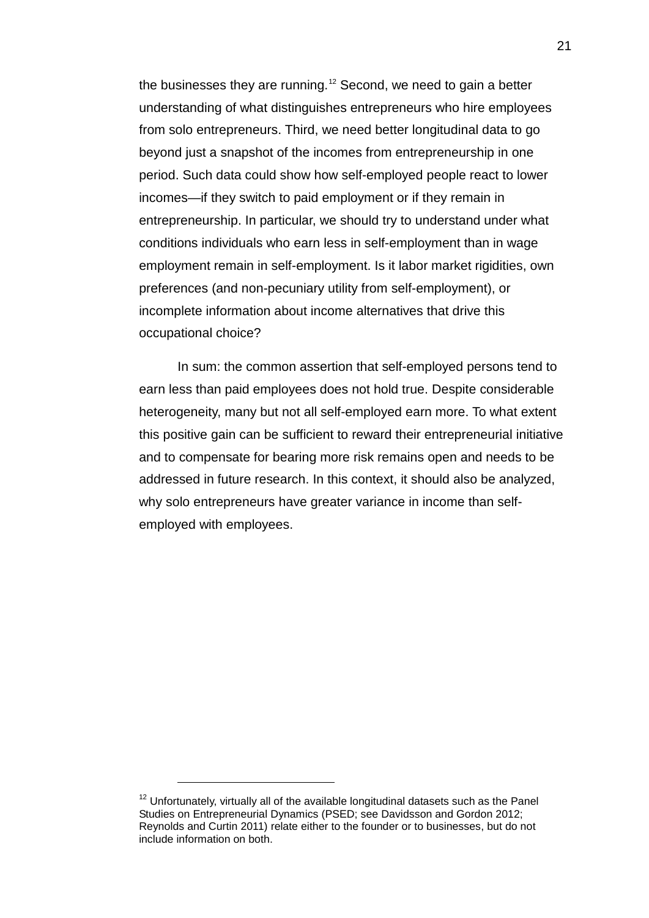the businesses they are running.[12] Second, we need to gain a better understanding of what distinguishes entrepreneurs who hire employees from solo entrepreneurs. Third, we need better longitudinal data to go beyond just a snapshot of the incomes from entrepreneurship in one period. Such data could show how self-employed people react to lower incomes—if they switch to paid employment or if they remain in entrepreneurship. In particular, we should try to understand under what conditions individuals who earn less in self-employment than in wage employment remain in self-employment. Is it labor market rigidities, own preferences (and non-pecuniary utility from self-employment), or incomplete information about income alternatives that drive this occupational choice?

In sum: the common assertion that self-employed persons tend to earn less than paid employees does not hold true. Despite considerable heterogeneity, many but not all self-employed earn more. To what extent this positive gain can be sufficient to reward their entrepreneurial initiative and to compensate for bearing more risk remains open and needs to be addressed in future research. In this context, it should also be analyzed, why solo entrepreneurs have greater variance in income than self-employed with employees.

---

[12] Unfortunately, virtually all of the available longitudinal datasets such as the Panel Studies on Entrepreneurial Dynamics (PSED; see Davidsson and Gordon 2012; Reynolds and Curtin 2011) relate either to the founder or to businesses, but do not include information on both.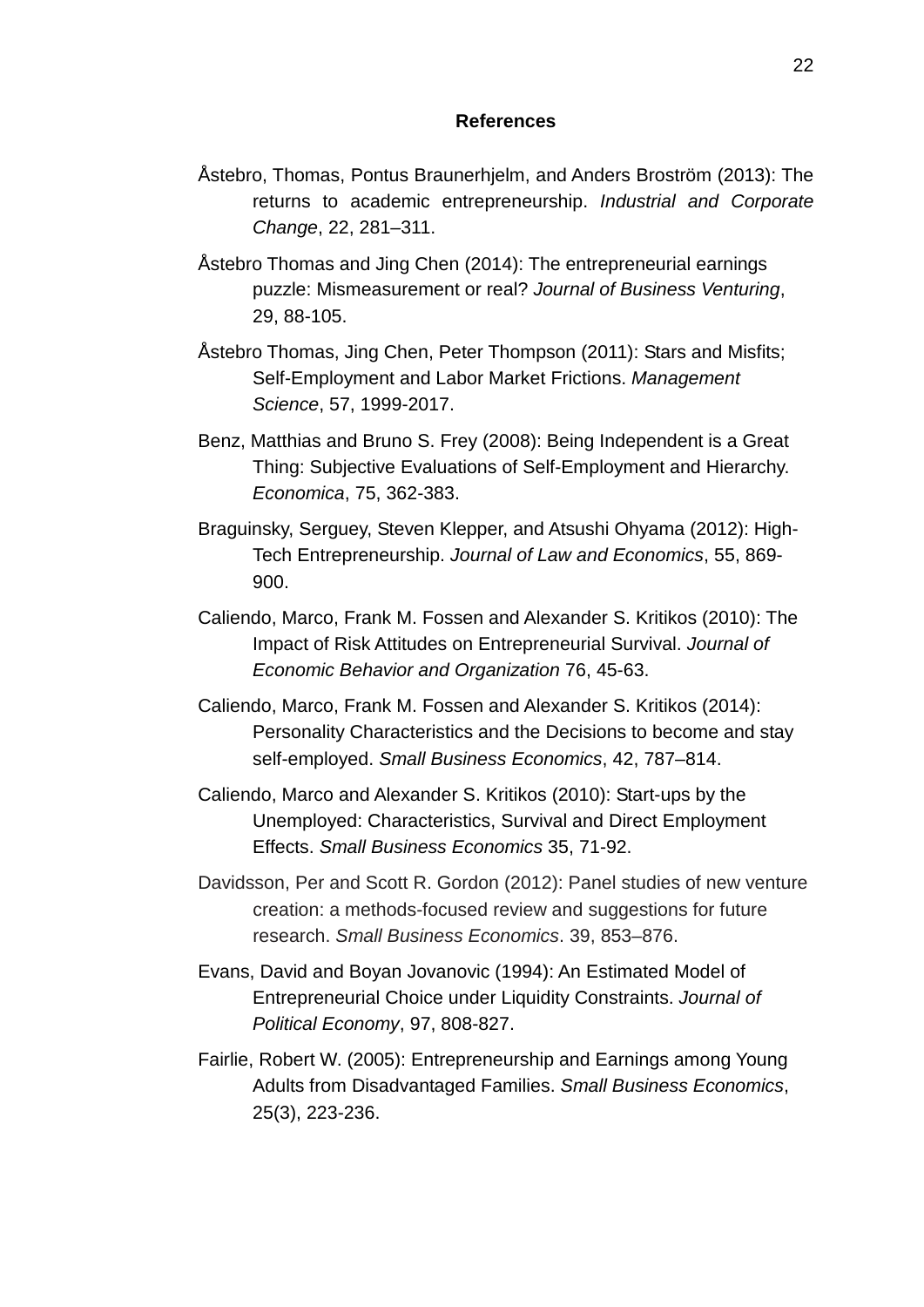## References

Åstebro, Thomas, Pontus Braunerhjelm, and Anders Broström (2013): The returns to academic entrepreneurship. *Industrial and Corporate Change*, 22, 281–311.

Åstebro Thomas and Jing Chen (2014): The entrepreneurial earnings puzzle: Mismeasurement or real? *Journal of Business Venturing*, 29, 88-105.

Åstebro Thomas, Jing Chen, Peter Thompson (2011): Stars and Misfits; Self-Employment and Labor Market Frictions. *Management Science*, 57, 1999-2017.

Benz, Matthias and Bruno S. Frey (2008): Being Independent is a Great Thing: Subjective Evaluations of Self-Employment and Hierarchy. *Economica*, 75, 362-383.

Braguinsky, Serguey, Steven Klepper, and Atsushi Ohyama (2012): High-Tech Entrepreneurship. *Journal of Law and Economics*, 55, 869-900.

Caliendo, Marco, Frank M. Fossen and Alexander S. Kritikos (2010): The Impact of Risk Attitudes on Entrepreneurial Survival. *Journal of Economic Behavior and Organization* 76, 45-63.

Caliendo, Marco, Frank M. Fossen and Alexander S. Kritikos (2014): Personality Characteristics and the Decisions to become and stay self-employed. *Small Business Economics*, 42, 787–814.

Caliendo, Marco and Alexander S. Kritikos (2010): Start-ups by the Unemployed: Characteristics, Survival and Direct Employment Effects. *Small Business Economics* 35, 71-92.

Davidsson, Per and Scott R. Gordon (2012): Panel studies of new venture creation: a methods-focused review and suggestions for future research. *Small Business Economics*. 39, 853–876.

Evans, David and Boyan Jovanovic (1994): An Estimated Model of Entrepreneurial Choice under Liquidity Constraints. *Journal of Political Economy*, 97, 808-827.

Fairlie, Robert W. (2005): Entrepreneurship and Earnings among Young Adults from Disadvantaged Families. *Small Business Economics*, 25(3), 223-236.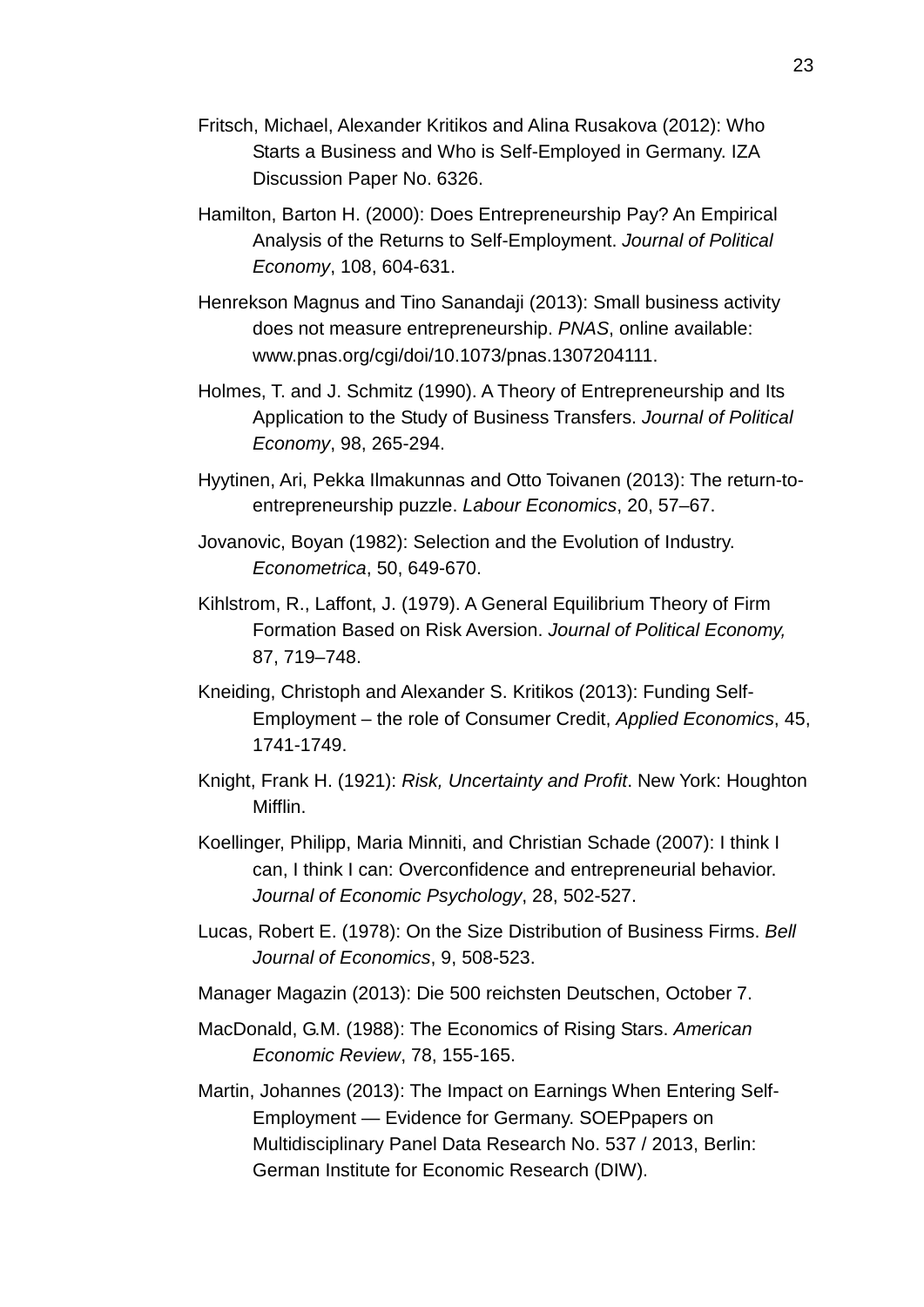Fritsch, Michael, Alexander Kritikos and Alina Rusakova (2012): Who Starts a Business and Who is Self-Employed in Germany. IZA Discussion Paper No. 6326.

Hamilton, Barton H. (2000): Does Entrepreneurship Pay? An Empirical Analysis of the Returns to Self-Employment. *Journal of Political Economy*, 108, 604-631.

Henrekson Magnus and Tino Sanandaji (2013): Small business activity does not measure entrepreneurship. *PNAS*, online available: www.pnas.org/cgi/doi/10.1073/pnas.1307204111.

Holmes, T. and J. Schmitz (1990). A Theory of Entrepreneurship and Its Application to the Study of Business Transfers. *Journal of Political Economy*, 98, 265-294.

Hyytinen, Ari, Pekka Ilmakunnas and Otto Toivanen (2013): The return-to-entrepreneurship puzzle. *Labour Economics*, 20, 57–67.

Jovanovic, Boyan (1982): Selection and the Evolution of Industry. *Econometrica*, 50, 649-670.

Kihlstrom, R., Laffont, J. (1979). A General Equilibrium Theory of Firm Formation Based on Risk Aversion. *Journal of Political Economy,* 87, 719–748.

Kneiding, Christoph and Alexander S. Kritikos (2013): Funding Self-Employment – the role of Consumer Credit, *Applied Economics*, 45, 1741-1749.

Knight, Frank H. (1921): *Risk, Uncertainty and Profit*. New York: Houghton Mifflin.

Koellinger, Philipp, Maria Minniti, and Christian Schade (2007): I think I can, I think I can: Overconfidence and entrepreneurial behavior. *Journal of Economic Psychology*, 28, 502-527.

Lucas, Robert E. (1978): On the Size Distribution of Business Firms. *Bell Journal of Economics*, 9, 508-523.

Manager Magazin (2013): Die 500 reichsten Deutschen, October 7.

MacDonald, G.M. (1988): The Economics of Rising Stars. *American Economic Review*, 78, 155-165.

Martin, Johannes (2013): The Impact on Earnings When Entering Self-Employment — Evidence for Germany. SOEPpapers on Multidisciplinary Panel Data Research No. 537 / 2013, Berlin: German Institute for Economic Research (DIW).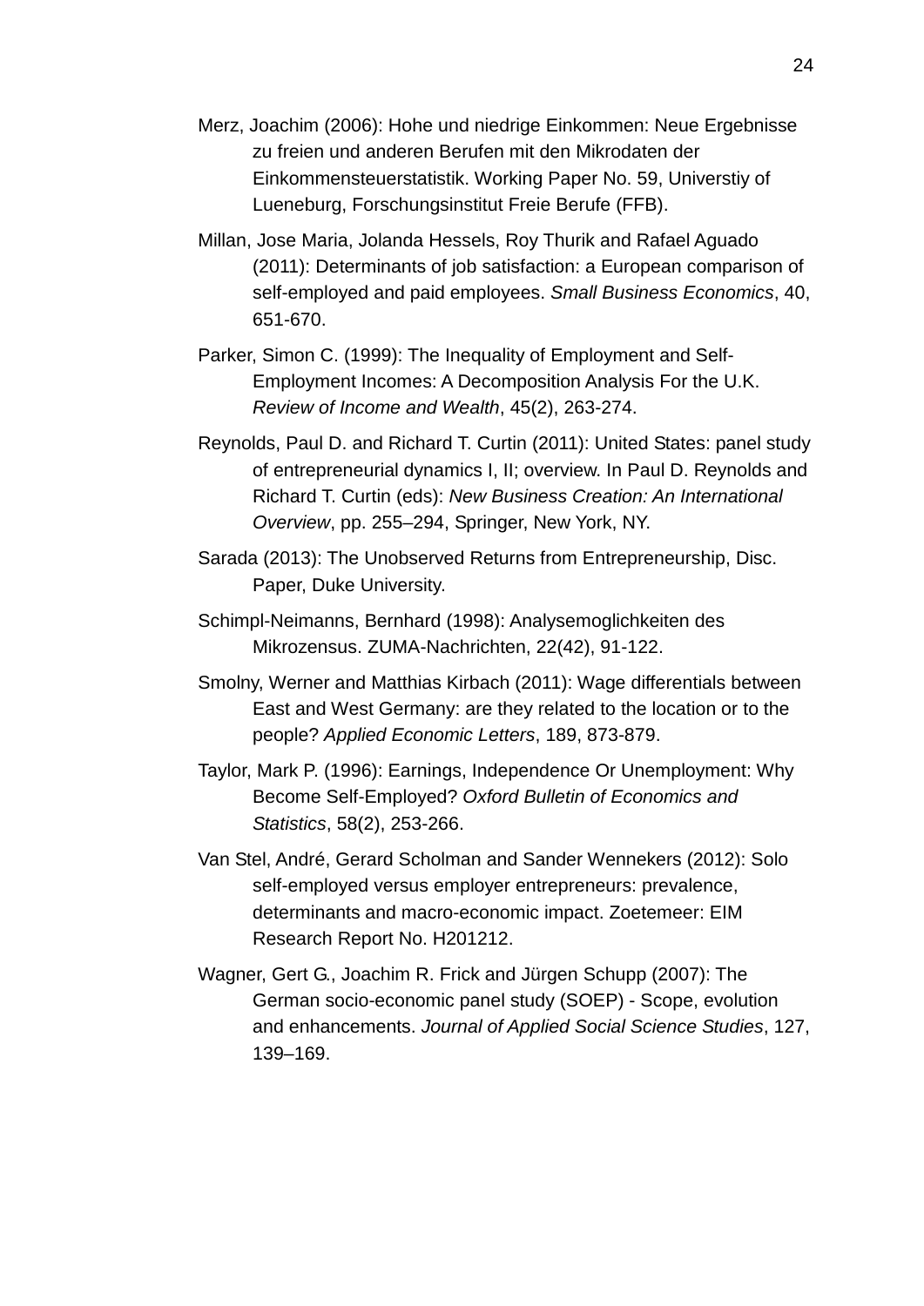Merz, Joachim (2006): Hohe und niedrige Einkommen: Neue Ergebnisse zu freien und anderen Berufen mit den Mikrodaten der Einkommensteuerstatistik. Working Paper No. 59, Universtiy of Lueneburg, Forschungsinstitut Freie Berufe (FFB).

Millan, Jose Maria, Jolanda Hessels, Roy Thurik and Rafael Aguado (2011): Determinants of job satisfaction: a European comparison of self-employed and paid employees. *Small Business Economics*, 40, 651-670.

Parker, Simon C. (1999): The Inequality of Employment and Self-Employment Incomes: A Decomposition Analysis For the U.K. *Review of Income and Wealth*, 45(2), 263-274.

Reynolds, Paul D. and Richard T. Curtin (2011): United States: panel study of entrepreneurial dynamics I, II; overview. In Paul D. Reynolds and Richard T. Curtin (eds): *New Business Creation: An International Overview*, pp. 255–294, Springer, New York, NY.

Sarada (2013): The Unobserved Returns from Entrepreneurship, Disc. Paper, Duke University.

Schimpl-Neimanns, Bernhard (1998): Analysemoglichkeiten des Mikrozensus. ZUMA-Nachrichten, 22(42), 91-122.

Smolny, Werner and Matthias Kirbach (2011): Wage differentials between East and West Germany: are they related to the location or to the people? *Applied Economic Letters*, 189, 873-879.

Taylor, Mark P. (1996): Earnings, Independence Or Unemployment: Why Become Self-Employed? *Oxford Bulletin of Economics and Statistics*, 58(2), 253-266.

Van Stel, André, Gerard Scholman and Sander Wennekers (2012): Solo self-employed versus employer entrepreneurs: prevalence, determinants and macro-economic impact. Zoetemeer: EIM Research Report No. H201212.

Wagner, Gert G., Joachim R. Frick and Jürgen Schupp (2007): The German socio-economic panel study (SOEP) - Scope, evolution and enhancements. *Journal of Applied Social Science Studies*, 127, 139–169.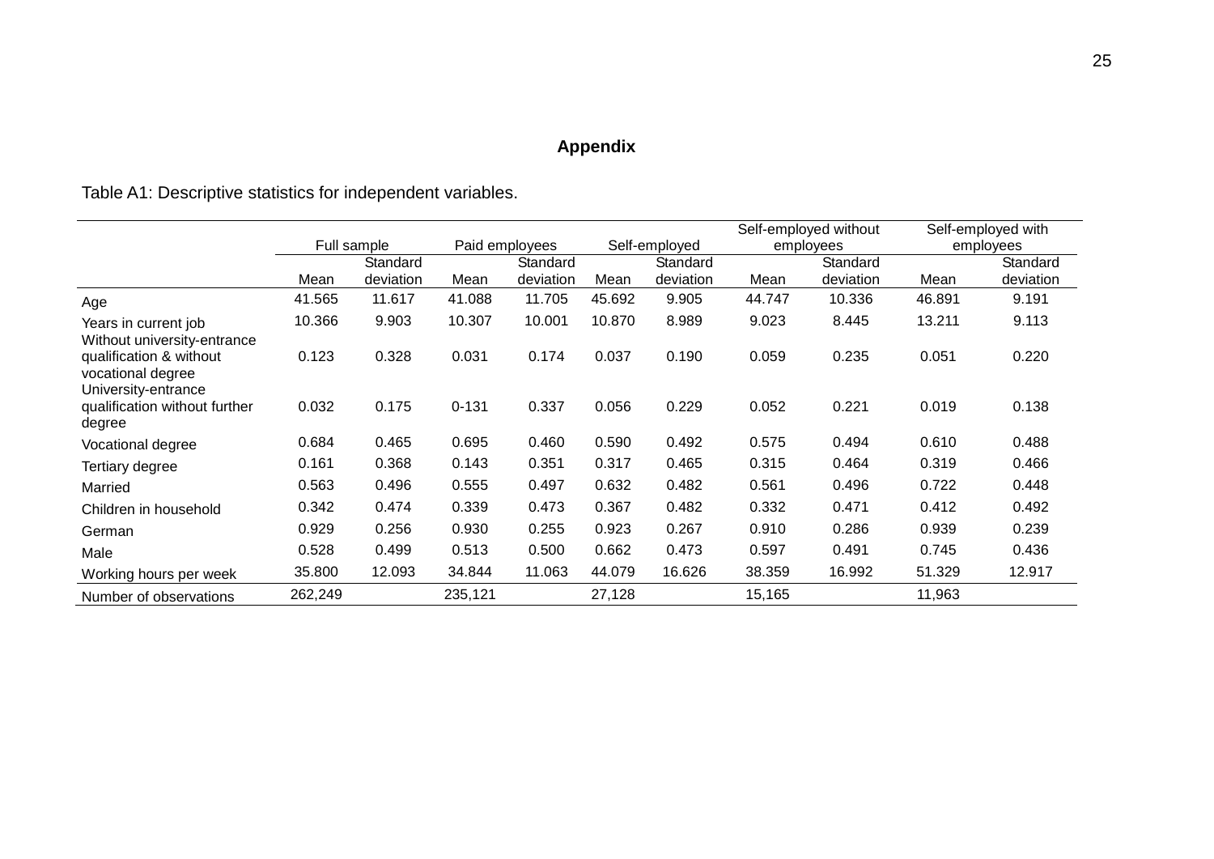## Appendix

Table A1: Descriptive statistics for independent variables.

| | Full sample | | Paid employees | | Self-employed | | Self-employed without employees | | Self-employed with employees | |
|---|---|---|---|---|---|---|---|---|---|---|
| | Mean | Standard deviation | Mean | Standard deviation | Mean | Standard deviation | Mean | Standard deviation | Mean | Standard deviation |
| Age | 41.565 | 11.617 | 41.088 | 11.705 | 45.692 | 9.905 | 44.747 | 10.336 | 46.891 | 9.191 |
| Years in current job | 10.366 | 9.903 | 10.307 | 10.001 | 10.870 | 8.989 | 9.023 | 8.445 | 13.211 | 9.113 |
| Without university-entrance qualification & without vocational degree | 0.123 | 0.328 | 0.031 | 0.174 | 0.037 | 0.190 | 0.059 | 0.235 | 0.051 | 0.220 |
| University-entrance qualification without further degree | 0.032 | 0.175 | 0-131 | 0.337 | 0.056 | 0.229 | 0.052 | 0.221 | 0.019 | 0.138 |
| Vocational degree | 0.684 | 0.465 | 0.695 | 0.460 | 0.590 | 0.492 | 0.575 | 0.494 | 0.610 | 0.488 |
| Tertiary degree | 0.161 | 0.368 | 0.143 | 0.351 | 0.317 | 0.465 | 0.315 | 0.464 | 0.319 | 0.466 |
| Married | 0.563 | 0.496 | 0.555 | 0.497 | 0.632 | 0.482 | 0.561 | 0.496 | 0.722 | 0.448 |
| Children in household | 0.342 | 0.474 | 0.339 | 0.473 | 0.367 | 0.482 | 0.332 | 0.471 | 0.412 | 0.492 |
| German | 0.929 | 0.256 | 0.930 | 0.255 | 0.923 | 0.267 | 0.910 | 0.286 | 0.939 | 0.239 |
| Male | 0.528 | 0.499 | 0.513 | 0.500 | 0.662 | 0.473 | 0.597 | 0.491 | 0.745 | 0.436 |
| Working hours per week | 35.800 | 12.093 | 34.844 | 11.063 | 44.079 | 16.626 | 38.359 | 16.992 | 51.329 | 12.917 |
| Number of observations | 262,249 | | 235,121 | | 27,128 | | 15,165 | | 11,963 | |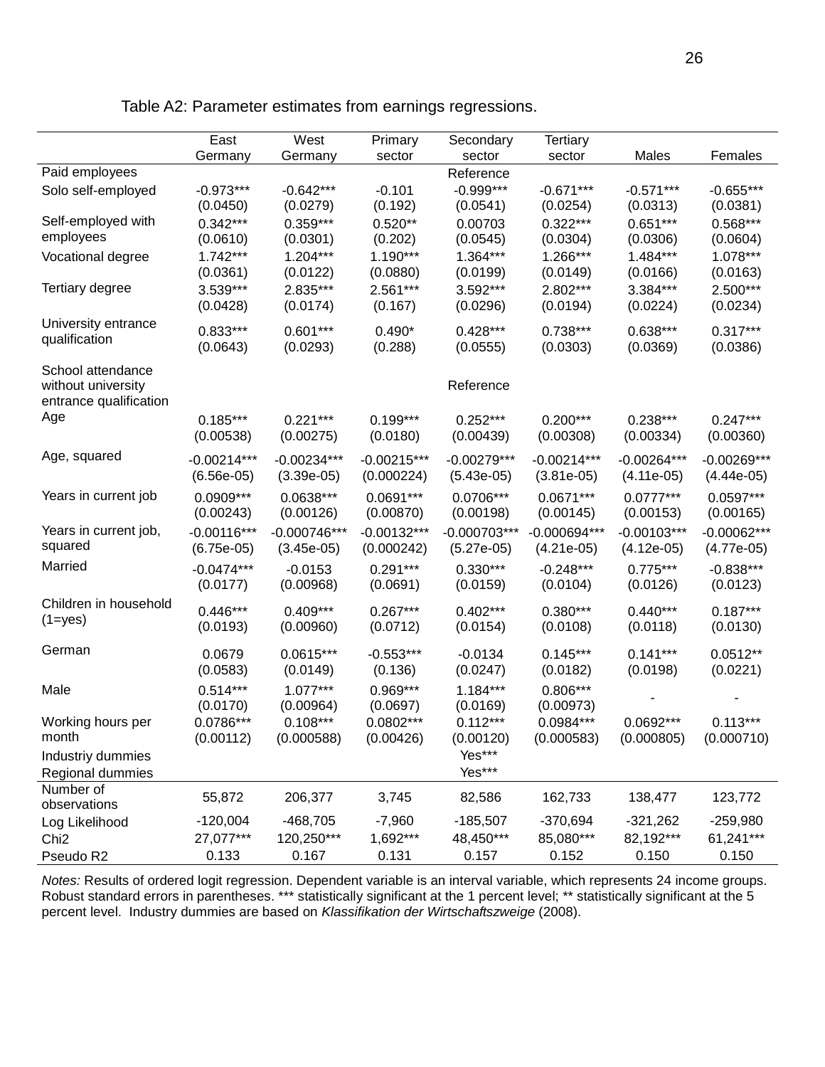Table A2: Parameter estimates from earnings regressions.

| | East Germany | West Germany | Primary sector | Secondary sector | Tertiary sector | Males | Females |
|---|---|---|---|---|---|---|---|
| Paid employees | | | | Reference | | | |
| Solo self-employed | -0.973*** | -0.642*** | -0.101 | -0.999*** | -0.671*** | -0.571*** | -0.655*** |
| | (0.0450) | (0.0279) | (0.192) | (0.0541) | (0.0254) | (0.0313) | (0.0381) |
| Self-employed with employees | 0.342*** | 0.359*** | 0.520** | 0.00703 | 0.322*** | 0.651*** | 0.568*** |
| | (0.0610) | (0.0301) | (0.202) | (0.0545) | (0.0304) | (0.0306) | (0.0604) |
| Vocational degree | 1.742*** | 1.204*** | 1.190*** | 1.364*** | 1.266*** | 1.484*** | 1.078*** |
| | (0.0361) | (0.0122) | (0.0880) | (0.0199) | (0.0149) | (0.0166) | (0.0163) |
| Tertiary degree | 3.539*** | 2.835*** | 2.561*** | 3.592*** | 2.802*** | 3.384*** | 2.500*** |
| | (0.0428) | (0.0174) | (0.167) | (0.0296) | (0.0194) | (0.0224) | (0.0234) |
| University entrance qualification | 0.833*** | 0.601*** | 0.490* | 0.428*** | 0.738*** | 0.638*** | 0.317*** |
| | (0.0643) | (0.0293) | (0.288) | (0.0555) | (0.0303) | (0.0369) | (0.0386) |
| School attendance without university entrance qualification | | | | Reference | | | |
| Age | 0.185*** | 0.221*** | 0.199*** | 0.252*** | 0.200*** | 0.238*** | 0.247*** |
| | (0.00538) | (0.00275) | (0.0180) | (0.00439) | (0.00308) | (0.00334) | (0.00360) |
| Age, squared | -0.00214*** | -0.00234*** | -0.00215*** | -0.00279*** | -0.00214*** | -0.00264*** | -0.00269*** |
| | (6.56e-05) | (3.39e-05) | (0.000224) | (5.43e-05) | (3.81e-05) | (4.11e-05) | (4.44e-05) |
| Years in current job | 0.0909*** | 0.0638*** | 0.0691*** | 0.0706*** | 0.0671*** | 0.0777*** | 0.0597*** |
| | (0.00243) | (0.00126) | (0.00870) | (0.00198) | (0.00145) | (0.00153) | (0.00165) |
| Years in current job, squared | -0.00116*** | -0.000746*** | -0.00132*** | -0.000703*** | -0.000694*** | -0.00103*** | -0.00062*** |
| | (6.75e-05) | (3.45e-05) | (0.000242) | (5.27e-05) | (4.21e-05) | (4.12e-05) | (4.77e-05) |
| Married | -0.0474*** | -0.0153 | 0.291*** | 0.330*** | -0.248*** | 0.775*** | -0.838*** |
| | (0.0177) | (0.00968) | (0.0691) | (0.0159) | (0.0104) | (0.0126) | (0.0123) |
| Children in household (1=yes) | 0.446*** | 0.409*** | 0.267*** | 0.402*** | 0.380*** | 0.440*** | 0.187*** |
| | (0.0193) | (0.00960) | (0.0712) | (0.0154) | (0.0108) | (0.0118) | (0.0130) |
| German | 0.0679 | 0.0615*** | -0.553*** | -0.0134 | 0.145*** | 0.141*** | 0.0512** |
| | (0.0583) | (0.0149) | (0.136) | (0.0247) | (0.0182) | (0.0198) | (0.0221) |
| Male | 0.514*** | 1.077*** | 0.969*** | 1.184*** | 0.806*** | - | - |
| | (0.0170) | (0.00964) | (0.0697) | (0.0169) | (0.00973) | | |
| Working hours per month | 0.0786*** | 0.108*** | 0.0802*** | 0.112*** | 0.0984*** | 0.0692*** | 0.113*** |
| | (0.00112) | (0.000588) | (0.00426) | (0.00120) | (0.000583) | (0.000805) | (0.000710) |
| Industriy dummies | | | | Yes*** | | | |
| Regional dummies | | | | Yes*** | | | |
| Number of observations | 55,872 | 206,377 | 3,745 | 82,586 | 162,733 | 138,477 | 123,772 |
| Log Likelihood | -120,004 | -468,705 | -7,960 | -185,507 | -370,694 | -321,262 | -259,980 |
| Chi2 | 27,077*** | 120,250*** | 1,692*** | 48,450*** | 85,080*** | 82,192*** | 61,241*** |
| Pseudo R2 | 0.133 | 0.167 | 0.131 | 0.157 | 0.152 | 0.150 | 0.150 |

*Notes:* Results of ordered logit regression. Dependent variable is an interval variable, which represents 24 income groups. Robust standard errors in parentheses. *** statistically significant at the 1 percent level; ** statistically significant at the 5 percent level. Industry dummies are based on *Klassifikation der Wirtschaftszweige* (2008).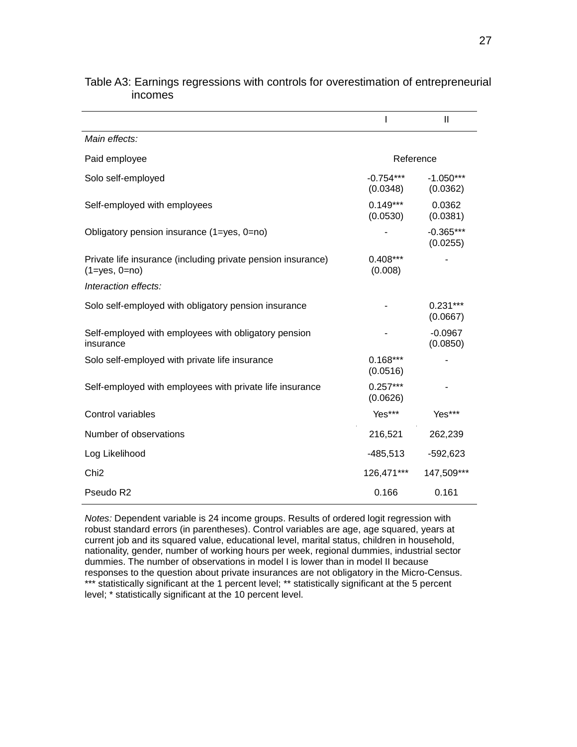Table A3: Earnings regressions with controls for overestimation of entrepreneurial incomes

| | I | II |
|---|---|---|
| *Main effects:* | | |
| Paid employee | Reference | |
| Solo self-employed | -0.754*** (0.0348) | -1.050*** (0.0362) |
| Self-employed with employees | 0.149*** (0.0530) | 0.0362 (0.0381) |
| Obligatory pension insurance (1=yes, 0=no) | - | -0.365*** (0.0255) |
| Private life insurance (including private pension insurance) (1=yes, 0=no) | 0.408*** (0.008) | - |
| *Interaction effects:* | | |
| Solo self-employed with obligatory pension insurance | - | 0.231*** (0.0667) |
| Self-employed with employees with obligatory pension insurance | - | -0.0967 (0.0850) |
| Solo self-employed with private life insurance | 0.168*** (0.0516) | - |
| Self-employed with employees with private life insurance | 0.257*** (0.0626) | - |
| Control variables | Yes*** | Yes*** |
| Number of observations | 216,521 | 262,239 |
| Log Likelihood | -485,513 | -592,623 |
| Chi2 | 126,471*** | 147,509*** |
| Pseudo R2 | 0.166 | 0.161 |

*Notes:* Dependent variable is 24 income groups. Results of ordered logit regression with robust standard errors (in parentheses). Control variables are age, age squared, years at current job and its squared value, educational level, marital status, children in household, nationality, gender, number of working hours per week, regional dummies, industrial sector dummies. The number of observations in model I is lower than in model II because responses to the question about private insurances are not obligatory in the Micro-Census. *** statistically significant at the 1 percent level; ** statistically significant at the 5 percent level; * statistically significant at the 10 percent level.